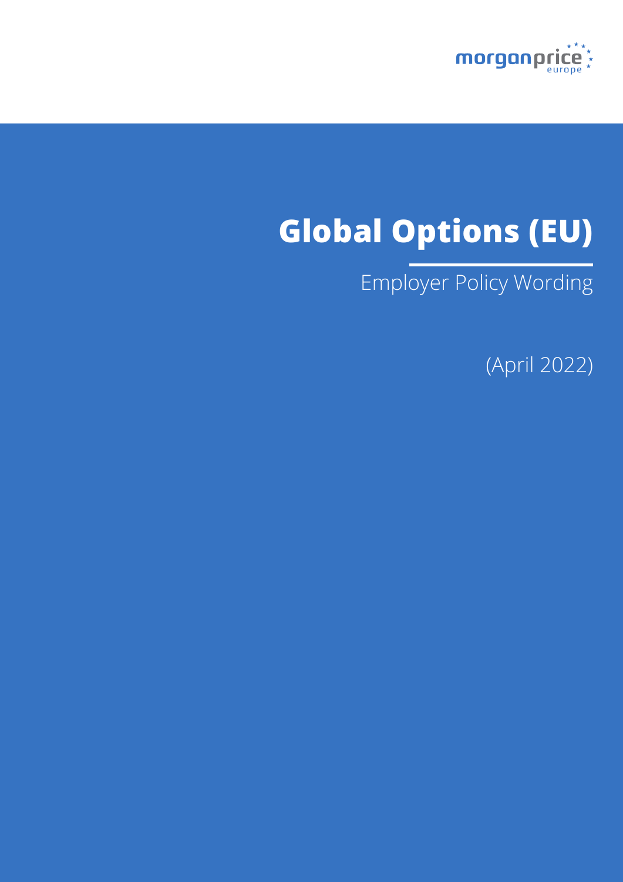morganprice europe

# Global Options (EU)

Employer Policy Wording

(April 2022)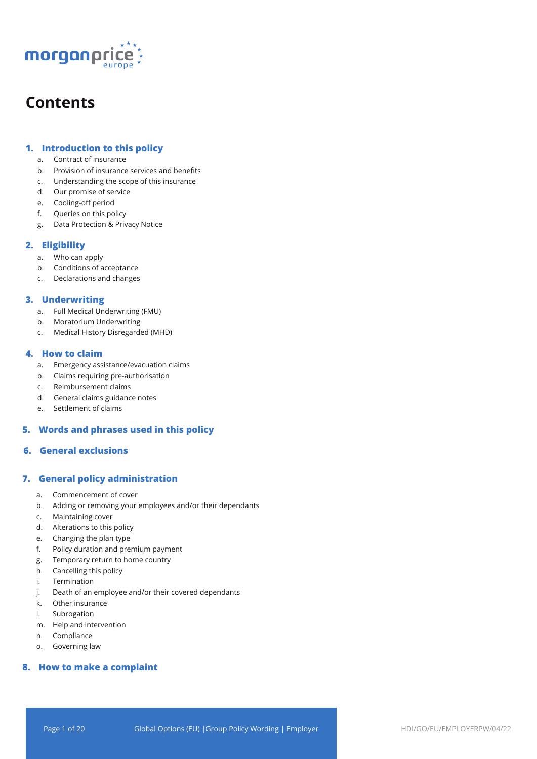# Contents

## 1. Introduction to this policy

a. Contract of insurance
b. Provision of insurance services and benefits
c. Understanding the scope of this insurance
d. Our promise of service
e. Cooling-off period
f. Queries on this policy
g. Data Protection & Privacy Notice

## 2. Eligibility

a. Who can apply
b. Conditions of acceptance
c. Declarations and changes

## 3. Underwriting

a. Full Medical Underwriting (FMU)
b. Moratorium Underwriting
c. Medical History Disregarded (MHD)

## 4. How to claim

a. Emergency assistance/evacuation claims
b. Claims requiring pre-authorisation
c. Reimbursement claims
d. General claims guidance notes
e. Settlement of claims

## 5. Words and phrases used in this policy

## 6. General exclusions

## 7. General policy administration

a. Commencement of cover
b. Adding or removing your employees and/or their dependants
c. Maintaining cover
d. Alterations to this policy
e. Changing the plan type
f. Policy duration and premium payment
g. Temporary return to home country
h. Cancelling this policy
i. Termination
j. Death of an employee and/or their covered dependants
k. Other insurance
l. Subrogation
m. Help and intervention
n. Compliance
o. Governing law

## 8. How to make a complaint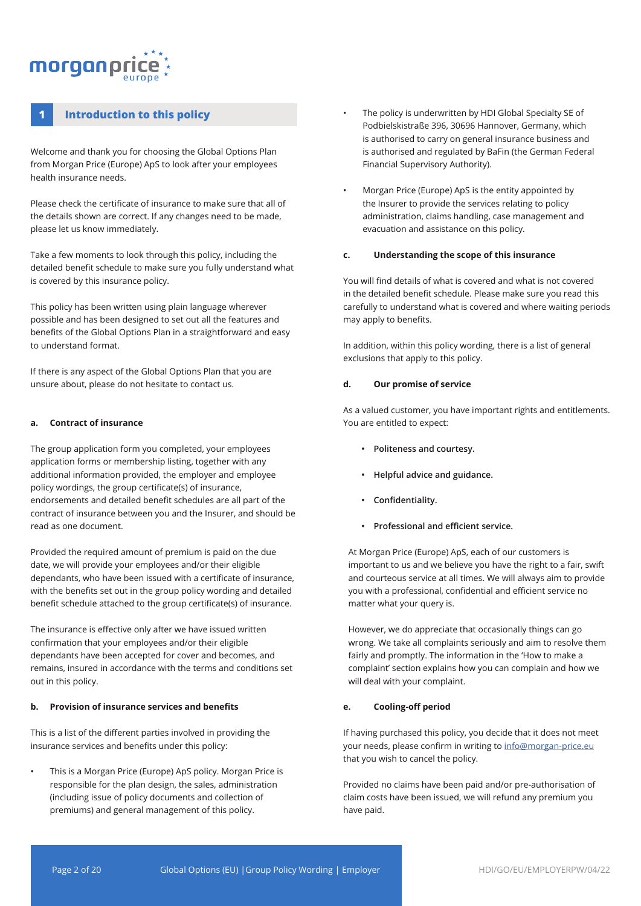## 1 Introduction to this policy

Welcome and thank you for choosing the Global Options Plan from Morgan Price (Europe) ApS to look after your employees health insurance needs.

Please check the certificate of insurance to make sure that all of the details shown are correct. If any changes need to be made, please let us know immediately.

Take a few moments to look through this policy, including the detailed benefit schedule to make sure you fully understand what is covered by this insurance policy.

This policy has been written using plain language wherever possible and has been designed to set out all the features and benefits of the Global Options Plan in a straightforward and easy to understand format.

If there is any aspect of the Global Options Plan that you are unsure about, please do not hesitate to contact us.

### a. Contract of insurance

The group application form you completed, your employees application forms or membership listing, together with any additional information provided, the employer and employee policy wordings, the group certificate(s) of insurance, endorsements and detailed benefit schedules are all part of the contract of insurance between you and the Insurer, and should be read as one document.

Provided the required amount of premium is paid on the due date, we will provide your employees and/or their eligible dependants, who have been issued with a certificate of insurance, with the benefits set out in the group policy wording and detailed benefit schedule attached to the group certificate(s) of insurance.

The insurance is effective only after we have issued written confirmation that your employees and/or their eligible dependants have been accepted for cover and becomes, and remains, insured in accordance with the terms and conditions set out in this policy.

### b. Provision of insurance services and benefits

This is a list of the different parties involved in providing the insurance services and benefits under this policy:

- This is a Morgan Price (Europe) ApS policy. Morgan Price is responsible for the plan design, the sales, administration (including issue of policy documents and collection of premiums) and general management of this policy.
- The policy is underwritten by HDI Global Specialty SE of Podbielskistraße 396, 30696 Hannover, Germany, which is authorised to carry on general insurance business and is authorised and regulated by BaFin (the German Federal Financial Supervisory Authority).
- Morgan Price (Europe) ApS is the entity appointed by the Insurer to provide the services relating to policy administration, claims handling, case management and evacuation and assistance on this policy.

### c. Understanding the scope of this insurance

You will find details of what is covered and what is not covered in the detailed benefit schedule. Please make sure you read this carefully to understand what is covered and where waiting periods may apply to benefits.

In addition, within this policy wording, there is a list of general exclusions that apply to this policy.

### d. Our promise of service

As a valued customer, you have important rights and entitlements. You are entitled to expect:

- **Politeness and courtesy.**
- **Helpful advice and guidance.**
- **Confidentiality.**
- **Professional and efficient service.**

At Morgan Price (Europe) ApS, each of our customers is important to us and we believe you have the right to a fair, swift and courteous service at all times. We will always aim to provide you with a professional, confidential and efficient service no matter what your query is.

However, we do appreciate that occasionally things can go wrong. We take all complaints seriously and aim to resolve them fairly and promptly. The information in the 'How to make a complaint' section explains how you can complain and how we will deal with your complaint.

### e. Cooling-off period

If having purchased this policy, you decide that it does not meet your needs, please confirm in writing to info@morgan-price.eu that you wish to cancel the policy.

Provided no claims have been paid and/or pre-authorisation of claim costs have been issued, we will refund any premium you have paid.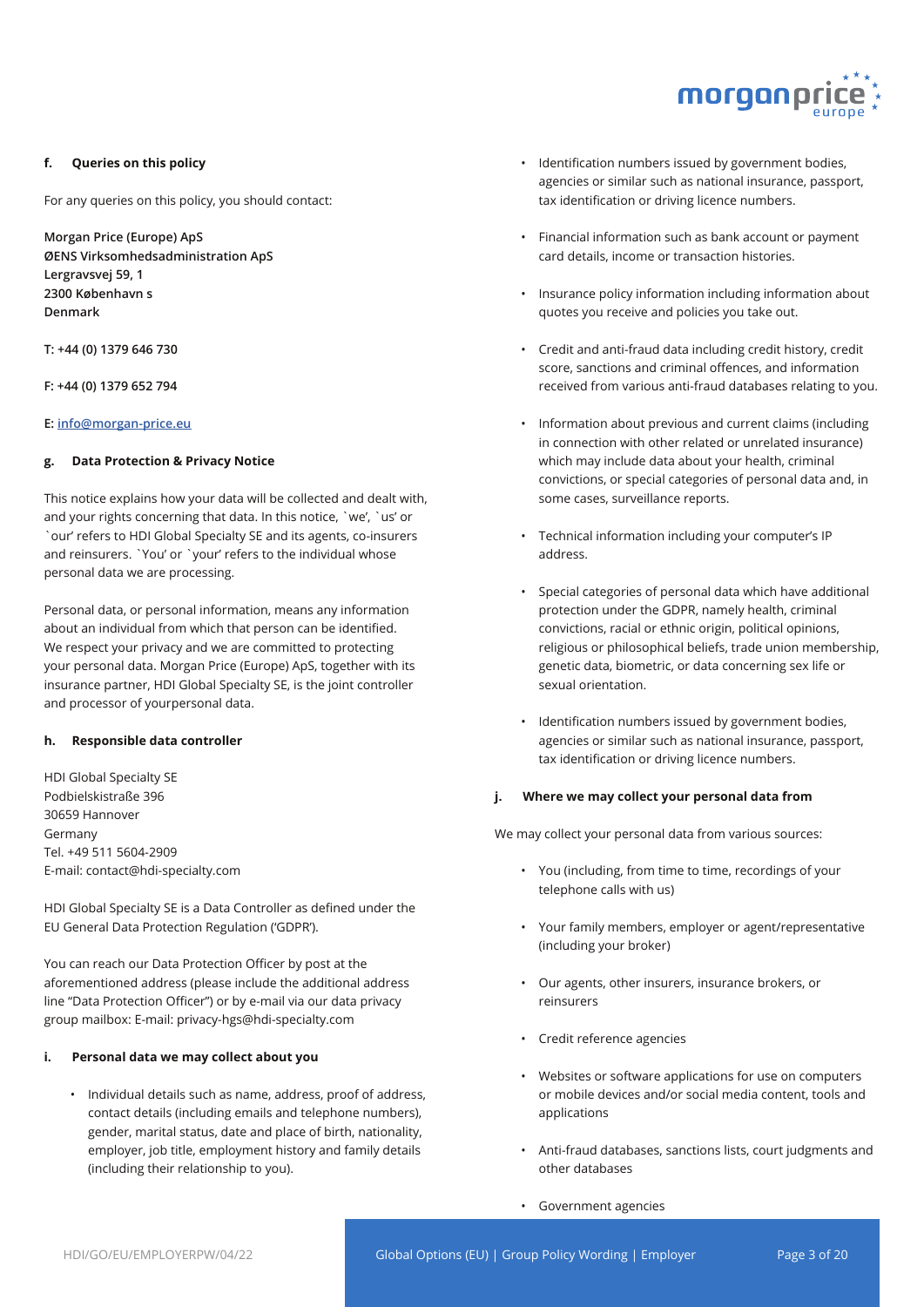#### f. Queries on this policy

For any queries on this policy, you should contact:

**Morgan Price (Europe) ApS**
**ØENS Virksomhedsadministration ApS**
**Lergravsvej 59, 1**
**2300 København s**
**Denmark**

**T: +44 (0) 1379 646 730**

**F: +44 (0) 1379 652 794**

**E: info@morgan-price.eu**

#### g. Data Protection & Privacy Notice

This notice explains how your data will be collected and dealt with, and your rights concerning that data. In this notice, `we', `us' or `our' refers to HDI Global Specialty SE and its agents, co-insurers and reinsurers. `You' or `your' refers to the individual whose personal data we are processing.

Personal data, or personal information, means any information about an individual from which that person can be identified. We respect your privacy and we are committed to protecting your personal data. Morgan Price (Europe) ApS, together with its insurance partner, HDI Global Specialty SE, is the joint controller and processor of yourpersonal data.

#### h. Responsible data controller

HDI Global Specialty SE
Podbielskistraße 396
30659 Hannover
Germany
Tel. +49 511 5604-2909
E-mail: contact@hdi-specialty.com

HDI Global Specialty SE is a Data Controller as defined under the EU General Data Protection Regulation ('GDPR').

You can reach our Data Protection Officer by post at the aforementioned address (please include the additional address line "Data Protection Officer") or by e-mail via our data privacy group mailbox: E-mail: privacy-hgs@hdi-specialty.com

#### i. Personal data we may collect about you

- Individual details such as name, address, proof of address, contact details (including emails and telephone numbers), gender, marital status, date and place of birth, nationality, employer, job title, employment history and family details (including their relationship to you).
- Identification numbers issued by government bodies, agencies or similar such as national insurance, passport, tax identification or driving licence numbers.
- Financial information such as bank account or payment card details, income or transaction histories.
- Insurance policy information including information about quotes you receive and policies you take out.
- Credit and anti-fraud data including credit history, credit score, sanctions and criminal offences, and information received from various anti-fraud databases relating to you.
- Information about previous and current claims (including in connection with other related or unrelated insurance) which may include data about your health, criminal convictions, or special categories of personal data and, in some cases, surveillance reports.
- Technical information including your computer's IP address.
- Special categories of personal data which have additional protection under the GDPR, namely health, criminal convictions, racial or ethnic origin, political opinions, religious or philosophical beliefs, trade union membership, genetic data, biometric, or data concerning sex life or sexual orientation.
- Identification numbers issued by government bodies, agencies or similar such as national insurance, passport, tax identification or driving licence numbers.

#### j. Where we may collect your personal data from

We may collect your personal data from various sources:

- You (including, from time to time, recordings of your telephone calls with us)
- Your family members, employer or agent/representative (including your broker)
- Our agents, other insurers, insurance brokers, or reinsurers
- Credit reference agencies
- Websites or software applications for use on computers or mobile devices and/or social media content, tools and applications
- Anti-fraud databases, sanctions lists, court judgments and other databases
- Government agencies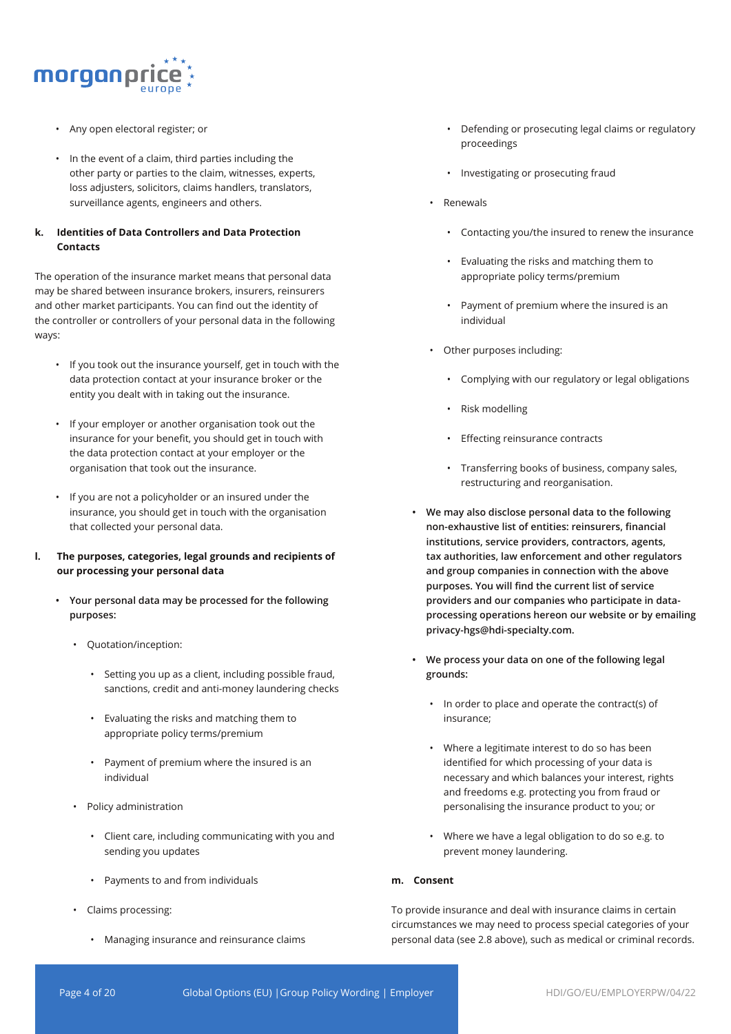- Any open electoral register; or
- In the event of a claim, third parties including the other party or parties to the claim, witnesses, experts, loss adjusters, solicitors, claims handlers, translators, surveillance agents, engineers and others.

**k. Identities of Data Controllers and Data Protection Contacts**

The operation of the insurance market means that personal data may be shared between insurance brokers, insurers, reinsurers and other market participants. You can find out the identity of the controller or controllers of your personal data in the following ways:

- If you took out the insurance yourself, get in touch with the data protection contact at your insurance broker or the entity you dealt with in taking out the insurance.
- If your employer or another organisation took out the insurance for your benefit, you should get in touch with the data protection contact at your employer or the organisation that took out the insurance.
- If you are not a policyholder or an insured under the insurance, you should get in touch with the organisation that collected your personal data.

**l. The purposes, categories, legal grounds and recipients of our processing your personal data**

- **Your personal data may be processed for the following purposes:**
  - Quotation/inception:
    - Setting you up as a client, including possible fraud, sanctions, credit and anti-money laundering checks
    - Evaluating the risks and matching them to appropriate policy terms/premium
    - Payment of premium where the insured is an individual
  - Policy administration
    - Client care, including communicating with you and sending you updates
    - Payments to and from individuals
  - Claims processing:
    - Managing insurance and reinsurance claims
    - Defending or prosecuting legal claims or regulatory proceedings
    - Investigating or prosecuting fraud
  - Renewals
    - Contacting you/the insured to renew the insurance
    - Evaluating the risks and matching them to appropriate policy terms/premium
    - Payment of premium where the insured is an individual
  - Other purposes including:
    - Complying with our regulatory or legal obligations
    - Risk modelling
    - Effecting reinsurance contracts
    - Transferring books of business, company sales, restructuring and reorganisation.
- **We may also disclose personal data to the following non-exhaustive list of entities: reinsurers, financial institutions, service providers, contractors, agents, tax authorities, law enforcement and other regulators and group companies in connection with the above purposes. You will find the current list of service providers and our companies who participate in data-processing operations hereon our website or by emailing privacy-hgs@hdi-specialty.com.**
- **We process your data on one of the following legal grounds:**
  - In order to place and operate the contract(s) of insurance;
  - Where a legitimate interest to do so has been identified for which processing of your data is necessary and which balances your interest, rights and freedoms e.g. protecting you from fraud or personalising the insurance product to you; or
  - Where we have a legal obligation to do so e.g. to prevent money laundering.

**m. Consent**

To provide insurance and deal with insurance claims in certain circumstances we may need to process special categories of your personal data (see 2.8 above), such as medical or criminal records.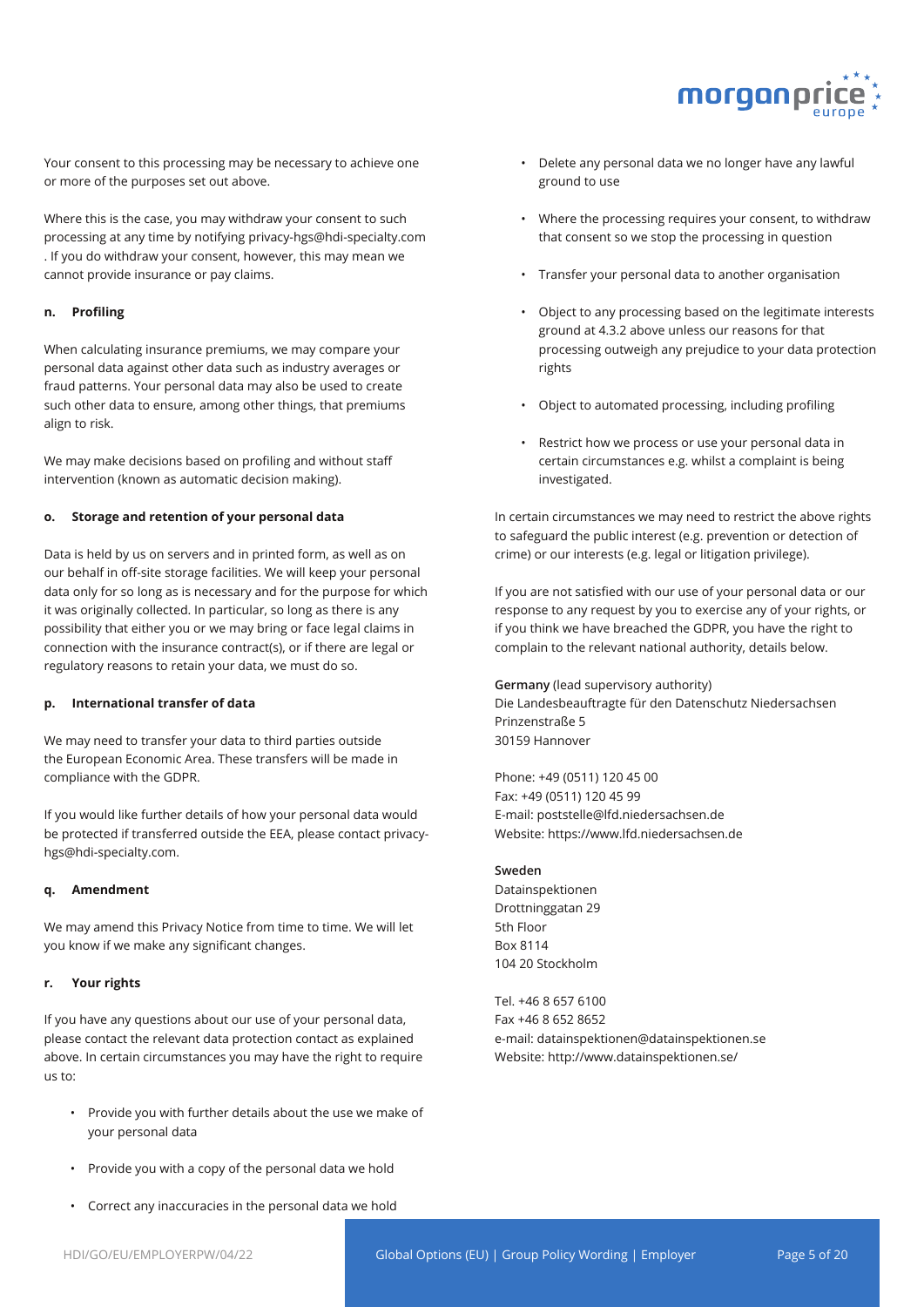Your consent to this processing may be necessary to achieve one or more of the purposes set out above.

Where this is the case, you may withdraw your consent to such processing at any time by notifying privacy-hgs@hdi-specialty.com . If you do withdraw your consent, however, this may mean we cannot provide insurance or pay claims.

#### n. Profiling

When calculating insurance premiums, we may compare your personal data against other data such as industry averages or fraud patterns. Your personal data may also be used to create such other data to ensure, among other things, that premiums align to risk.

We may make decisions based on profiling and without staff intervention (known as automatic decision making).

#### o. Storage and retention of your personal data

Data is held by us on servers and in printed form, as well as on our behalf in off-site storage facilities. We will keep your personal data only for so long as is necessary and for the purpose for which it was originally collected. In particular, so long as there is any possibility that either you or we may bring or face legal claims in connection with the insurance contract(s), or if there are legal or regulatory reasons to retain your data, we must do so.

#### p. International transfer of data

We may need to transfer your data to third parties outside the European Economic Area. These transfers will be made in compliance with the GDPR.

If you would like further details of how your personal data would be protected if transferred outside the EEA, please contact privacy-hgs@hdi-specialty.com.

#### q. Amendment

We may amend this Privacy Notice from time to time. We will let you know if we make any significant changes.

#### r. Your rights

If you have any questions about our use of your personal data, please contact the relevant data protection contact as explained above. In certain circumstances you may have the right to require us to:

- Provide you with further details about the use we make of your personal data
- Provide you with a copy of the personal data we hold
- Correct any inaccuracies in the personal data we hold
- Delete any personal data we no longer have any lawful ground to use
- Where the processing requires your consent, to withdraw that consent so we stop the processing in question
- Transfer your personal data to another organisation
- Object to any processing based on the legitimate interests ground at 4.3.2 above unless our reasons for that processing outweigh any prejudice to your data protection rights
- Object to automated processing, including profiling
- Restrict how we process or use your personal data in certain circumstances e.g. whilst a complaint is being investigated.

In certain circumstances we may need to restrict the above rights to safeguard the public interest (e.g. prevention or detection of crime) or our interests (e.g. legal or litigation privilege).

If you are not satisfied with our use of your personal data or our response to any request by you to exercise any of your rights, or if you think we have breached the GDPR, you have the right to complain to the relevant national authority, details below.

**Germany** (lead supervisory authority)
Die Landesbeauftragte für den Datenschutz Niedersachsen
Prinzenstraße 5
30159 Hannover

Phone: +49 (0511) 120 45 00
Fax: +49 (0511) 120 45 99
E-mail: poststelle@lfd.niedersachsen.de
Website: https://www.lfd.niedersachsen.de

**Sweden**
Datainspektionen
Drottninggatan 29
5th Floor
Box 8114
104 20 Stockholm

Tel. +46 8 657 6100
Fax +46 8 652 8652
e-mail: datainspektionen@datainspektionen.se
Website: http://www.datainspektionen.se/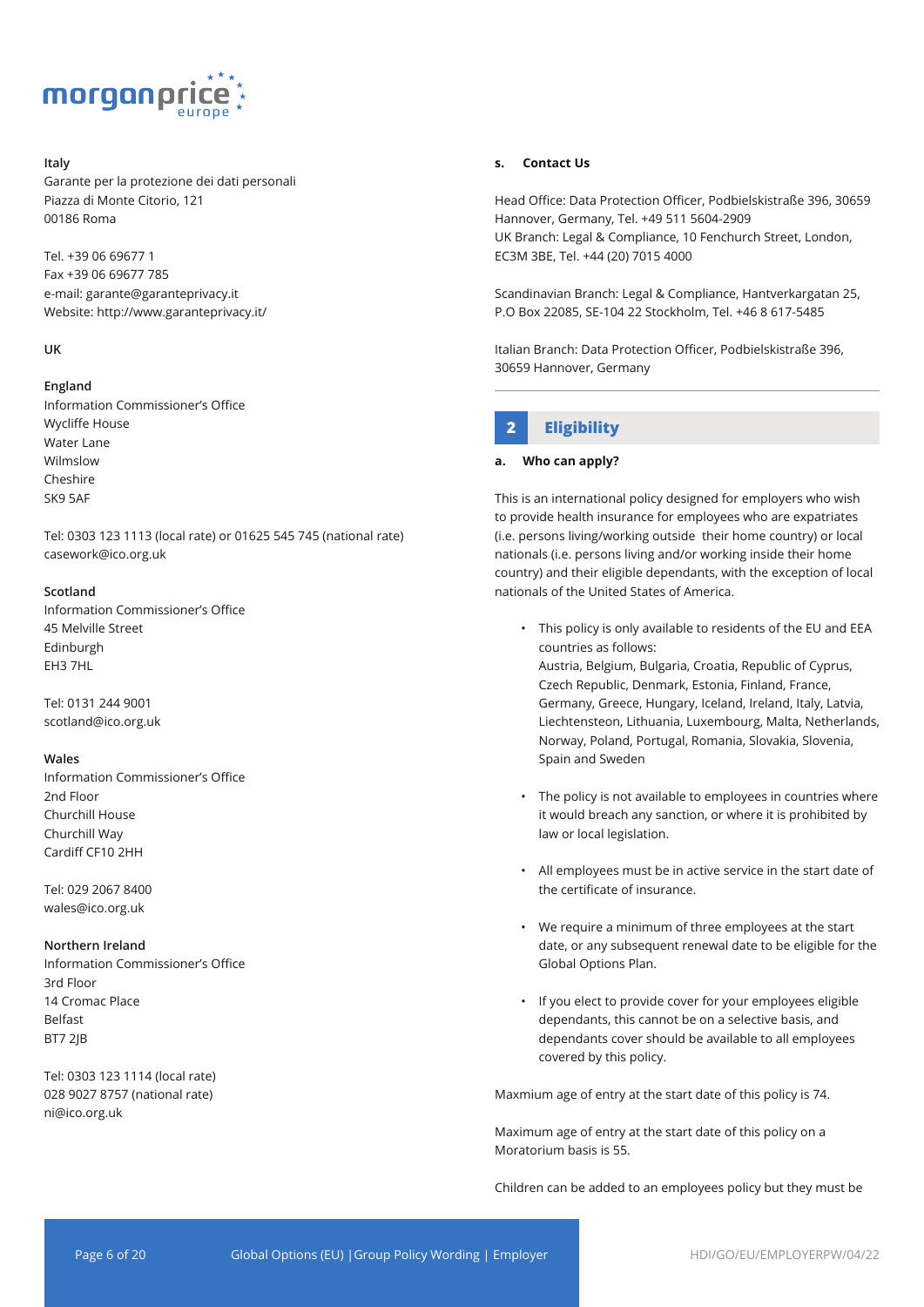**Italy**
Garante per la protezione dei dati personali
Piazza di Monte Citorio, 121
00186 Roma

Tel. +39 06 69677 1
Fax +39 06 69677 785
e-mail: garante@garanteprivacy.it
Website: http://www.garanteprivacy.it/

**UK**

**England**
Information Commissioner's Office
Wycliffe House
Water Lane
Wilmslow
Cheshire
SK9 5AF

Tel: 0303 123 1113 (local rate) or 01625 545 745 (national rate)
casework@ico.org.uk

**Scotland**
Information Commissioner's Office
45 Melville Street
Edinburgh
EH3 7HL

Tel: 0131 244 9001
scotland@ico.org.uk

**Wales**
Information Commissioner's Office
2nd Floor
Churchill House
Churchill Way
Cardiff CF10 2HH

Tel: 029 2067 8400
wales@ico.org.uk

**Northern Ireland**
Information Commissioner's Office
3rd Floor
14 Cromac Place
Belfast
BT7 2JB

Tel: 0303 123 1114 (local rate)
028 9027 8757 (national rate)
ni@ico.org.uk

### s. Contact Us

Head Office: Data Protection Officer, Podbielskistraße 396, 30659 Hannover, Germany, Tel. +49 511 5604-2909
UK Branch: Legal & Compliance, 10 Fenchurch Street, London, EC3M 3BE, Tel. +44 (20) 7015 4000

Scandinavian Branch: Legal & Compliance, Hantverkargatan 25, P.O Box 22085, SE-104 22 Stockholm, Tel. +46 8 617-5485

Italian Branch: Data Protection Officer, Podbielskistraße 396, 30659 Hannover, Germany

## 2 Eligibility

### a. Who can apply?

This is an international policy designed for employers who wish to provide health insurance for employees who are expatriates (i.e. persons living/working outside their home country) or local nationals (i.e. persons living and/or working inside their home country) and their eligible dependants, with the exception of local nationals of the United States of America.

- This policy is only available to residents of the EU and EEA countries as follows:
  Austria, Belgium, Bulgaria, Croatia, Republic of Cyprus, Czech Republic, Denmark, Estonia, Finland, France, Germany, Greece, Hungary, Iceland, Ireland, Italy, Latvia, Liechtenstein, Lithuania, Luxembourg, Malta, Netherlands, Norway, Poland, Portugal, Romania, Slovakia, Slovenia, Spain and Sweden

- The policy is not available to employees in countries where it would breach any sanction, or where it is prohibited by law or local legislation.

- All employees must be in active service in the start date of the certificate of insurance.

- We require a minimum of three employees at the start date, or any subsequent renewal date to be eligible for the Global Options Plan.

- If you elect to provide cover for your employees eligible dependants, this cannot be on a selective basis, and dependants cover should be available to all employees covered by this policy.

Maxmium age of entry at the start date of this policy is 74.

Maximum age of entry at the start date of this policy on a Moratorium basis is 55.

Children can be added to an employees policy but they must be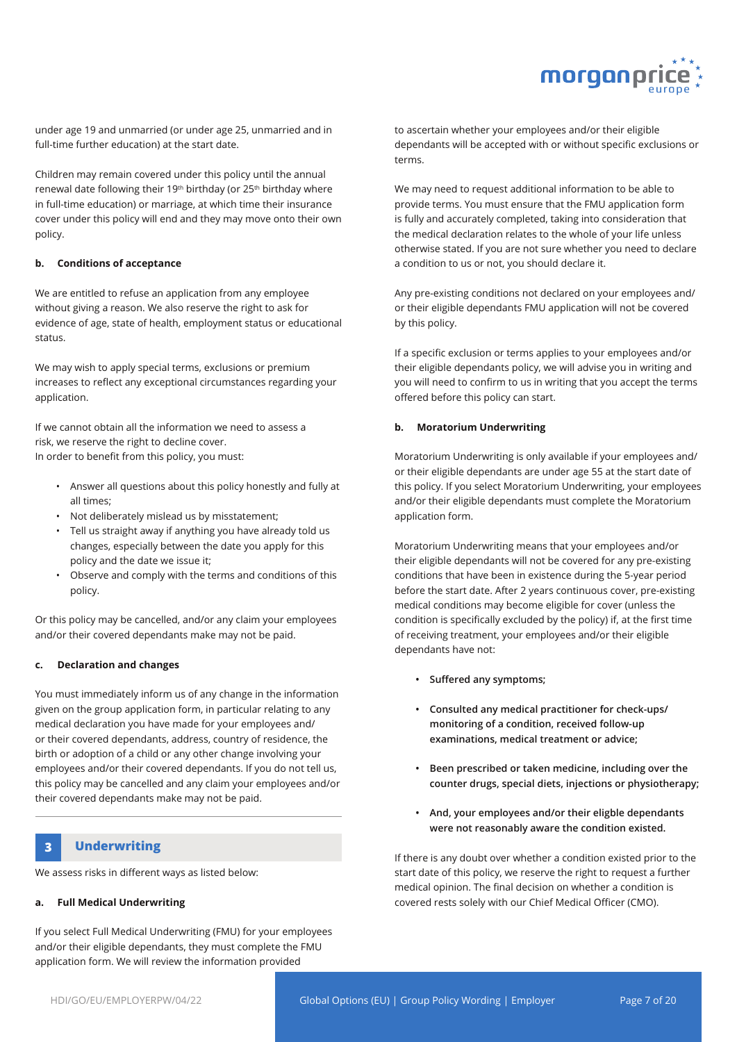under age 19 and unmarried (or under age 25, unmarried and in full-time further education) at the start date.

Children may remain covered under this policy until the annual renewal date following their 19th birthday (or 25th birthday where in full-time education) or marriage, at which time their insurance cover under this policy will end and they may move onto their own policy.

**b. Conditions of acceptance**

We are entitled to refuse an application from any employee without giving a reason. We also reserve the right to ask for evidence of age, state of health, employment status or educational status.

We may wish to apply special terms, exclusions or premium increases to reflect any exceptional circumstances regarding your application.

If we cannot obtain all the information we need to assess a risk, we reserve the right to decline cover.
In order to benefit from this policy, you must:

- Answer all questions about this policy honestly and fully at all times;
- Not deliberately mislead us by misstatement;
- Tell us straight away if anything you have already told us changes, especially between the date you apply for this policy and the date we issue it;
- Observe and comply with the terms and conditions of this policy.

Or this policy may be cancelled, and/or any claim your employees and/or their covered dependants make may not be paid.

**c. Declaration and changes**

You must immediately inform us of any change in the information given on the group application form, in particular relating to any medical declaration you have made for your employees and/or their covered dependants, address, country of residence, the birth or adoption of a child or any other change involving your employees and/or their covered dependants. If you do not tell us, this policy may be cancelled and any claim your employees and/or their covered dependants make may not be paid.

## 3 Underwriting

We assess risks in different ways as listed below:

**a. Full Medical Underwriting**

If you select Full Medical Underwriting (FMU) for your employees and/or their eligible dependants, they must complete the FMU application form. We will review the information provided to ascertain whether your employees and/or their eligible dependants will be accepted with or without specific exclusions or terms.

We may need to request additional information to be able to provide terms. You must ensure that the FMU application form is fully and accurately completed, taking into consideration that the medical declaration relates to the whole of your life unless otherwise stated. If you are not sure whether you need to declare a condition to us or not, you should declare it.

Any pre-existing conditions not declared on your employees and/or their eligible dependants FMU application will not be covered by this policy.

If a specific exclusion or terms applies to your employees and/or their eligible dependants policy, we will advise you in writing and you will need to confirm to us in writing that you accept the terms offered before this policy can start.

**b. Moratorium Underwriting**

Moratorium Underwriting is only available if your employees and/or their eligible dependants are under age 55 at the start date of this policy. If you select Moratorium Underwriting, your employees and/or their eligible dependants must complete the Moratorium application form.

Moratorium Underwriting means that your employees and/or their eligible dependants will not be covered for any pre-existing conditions that have been in existence during the 5-year period before the start date. After 2 years continuous cover, pre-existing medical conditions may become eligible for cover (unless the condition is specifically excluded by the policy) if, at the first time of receiving treatment, your employees and/or their eligible dependants have not:

- **Suffered any symptoms;**
- **Consulted any medical practitioner for check-ups/ monitoring of a condition, received follow-up examinations, medical treatment or advice;**
- **Been prescribed or taken medicine, including over the counter drugs, special diets, injections or physiotherapy;**
- **And, your employees and/or their eligble dependants were not reasonably aware the condition existed.**

If there is any doubt over whether a condition existed prior to the start date of this policy, we reserve the right to request a further medical opinion. The final decision on whether a condition is covered rests solely with our Chief Medical Officer (CMO).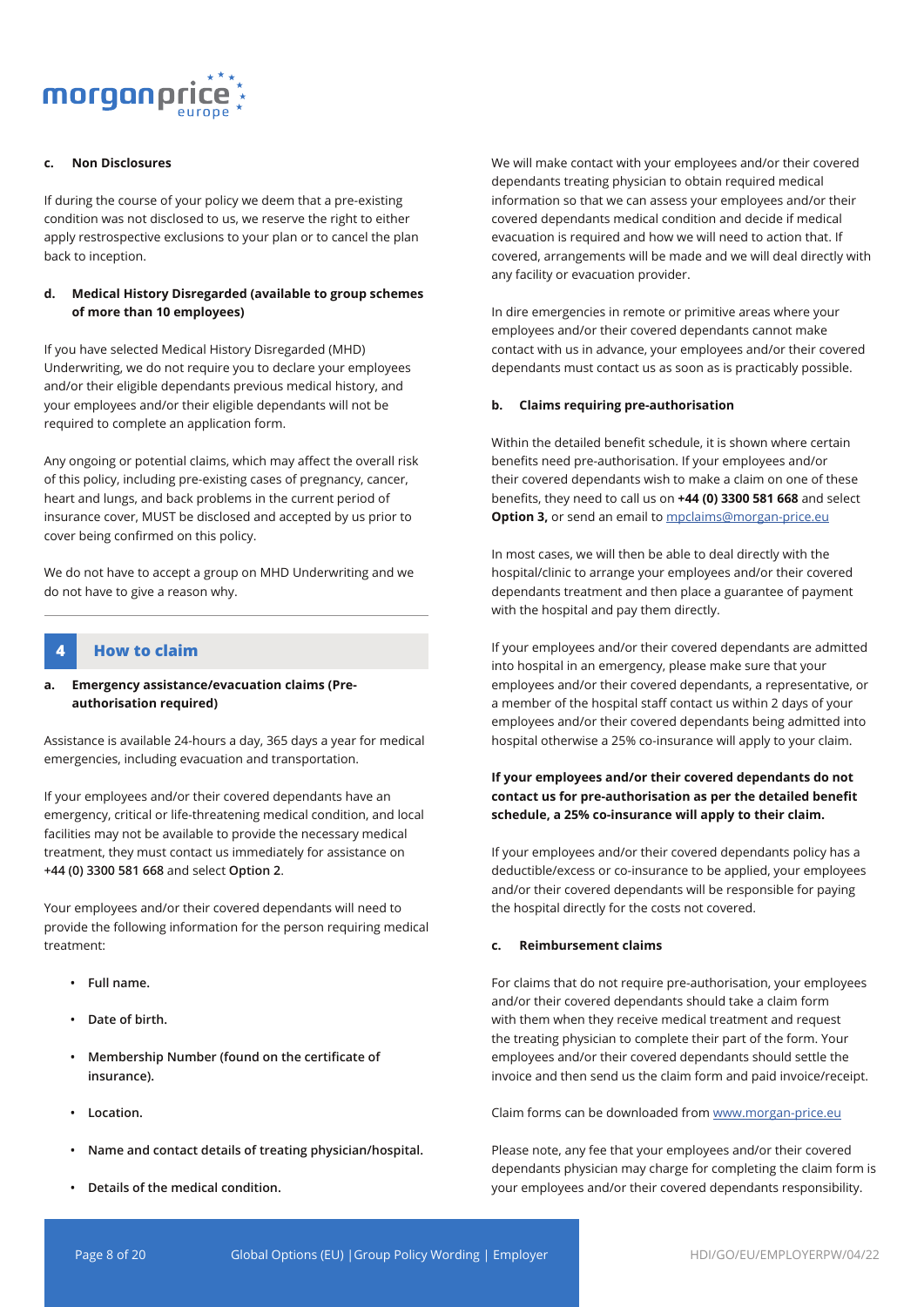**c. Non Disclosures**

If during the course of your policy we deem that a pre-existing condition was not disclosed to us, we reserve the right to either apply restrospective exclusions to your plan or to cancel the plan back to inception.

**d. Medical History Disregarded (available to group schemes of more than 10 employees)**

If you have selected Medical History Disregarded (MHD) Underwriting, we do not require you to declare your employees and/or their eligible dependants previous medical history, and your employees and/or their eligible dependants will not be required to complete an application form.

Any ongoing or potential claims, which may affect the overall risk of this policy, including pre-existing cases of pregnancy, cancer, heart and lungs, and back problems in the current period of insurance cover, MUST be disclosed and accepted by us prior to cover being confirmed on this policy.

We do not have to accept a group on MHD Underwriting and we do not have to give a reason why.

## 4 How to claim

**a. Emergency assistance/evacuation claims (Pre-authorisation required)**

Assistance is available 24-hours a day, 365 days a year for medical emergencies, including evacuation and transportation.

If your employees and/or their covered dependants have an emergency, critical or life-threatening medical condition, and local facilities may not be available to provide the necessary medical treatment, they must contact us immediately for assistance on +44 (0) 3300 581 668 and select **Option 2**.

Your employees and/or their covered dependants will need to provide the following information for the person requiring medical treatment:

- **Full name.**
- **Date of birth.**
- **Membership Number (found on the certificate of insurance).**
- **Location.**
- **Name and contact details of treating physician/hospital.**
- **Details of the medical condition.**

We will make contact with your employees and/or their covered dependants treating physician to obtain required medical information so that we can assess your employees and/or their covered dependants medical condition and decide if medical evacuation is required and how we will need to action that. If covered, arrangements will be made and we will deal directly with any facility or evacuation provider.

In dire emergencies in remote or primitive areas where your employees and/or their covered dependants cannot make contact with us in advance, your employees and/or their covered dependants must contact us as soon as is practicably possible.

**b. Claims requiring pre-authorisation**

Within the detailed benefit schedule, it is shown where certain benefits need pre-authorisation. If your employees and/or their covered dependants wish to make a claim on one of these benefits, they need to call us on **+44 (0) 3300 581 668** and select **Option 3,** or send an email to mpclaims@morgan-price.eu

In most cases, we will then be able to deal directly with the hospital/clinic to arrange your employees and/or their covered dependants treatment and then place a guarantee of payment with the hospital and pay them directly.

If your employees and/or their covered dependants are admitted into hospital in an emergency, please make sure that your employees and/or their covered dependants, a representative, or a member of the hospital staff contact us within 2 days of your employees and/or their covered dependants being admitted into hospital otherwise a 25% co-insurance will apply to your claim.

**If your employees and/or their covered dependants do not contact us for pre-authorisation as per the detailed benefit schedule, a 25% co-insurance will apply to their claim.**

If your employees and/or their covered dependants policy has a deductible/excess or co-insurance to be applied, your employees and/or their covered dependants will be responsible for paying the hospital directly for the costs not covered.

**c. Reimbursement claims**

For claims that do not require pre-authorisation, your employees and/or their covered dependants should take a claim form with them when they receive medical treatment and request the treating physician to complete their part of the form. Your employees and/or their covered dependants should settle the invoice and then send us the claim form and paid invoice/receipt.

Claim forms can be downloaded from www.morgan-price.eu

Please note, any fee that your employees and/or their covered dependants physician may charge for completing the claim form is your employees and/or their covered dependants responsibility.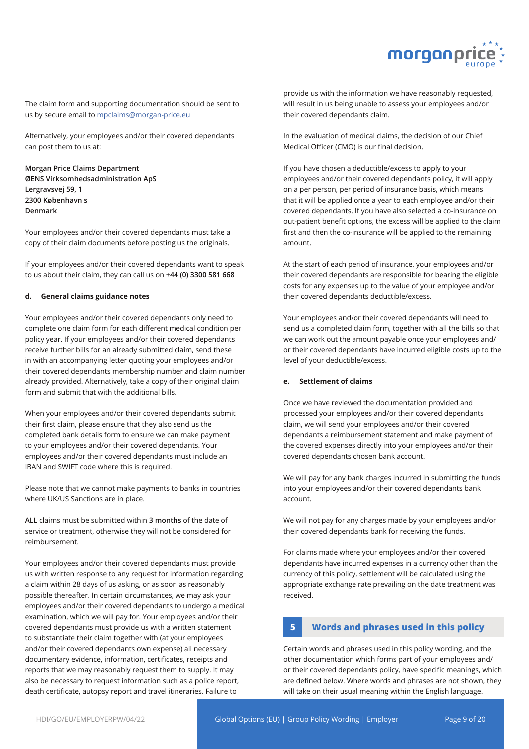The claim form and supporting documentation should be sent to us by secure email to mpclaims@morgan-price.eu

Alternatively, your employees and/or their covered dependants can post them to us at:

**Morgan Price Claims Department**
**ØENS Virksomhedsadministration ApS**
**Lergravsvej 59, 1**
**2300 København s**
**Denmark**

Your employees and/or their covered dependants must take a copy of their claim documents before posting us the originals.

If your employees and/or their covered dependants want to speak to us about their claim, they can call us on **+44 (0) 3300 581 668**

#### d. General claims guidance notes

Your employees and/or their covered dependants only need to complete one claim form for each different medical condition per policy year. If your employees and/or their covered dependants receive further bills for an already submitted claim, send these in with an accompanying letter quoting your employees and/or their covered dependants membership number and claim number already provided. Alternatively, take a copy of their original claim form and submit that with the additional bills.

When your employees and/or their covered dependants submit their first claim, please ensure that they also send us the completed bank details form to ensure we can make payment to your employees and/or their covered dependants. Your employees and/or their covered dependants must include an IBAN and SWIFT code where this is required.

Please note that we cannot make payments to banks in countries where UK/US Sanctions are in place.

**ALL** claims must be submitted within **3 months** of the date of service or treatment, otherwise they will not be considered for reimbursement.

Your employees and/or their covered dependants must provide us with written response to any request for information regarding a claim within 28 days of us asking, or as soon as reasonably possible thereafter. In certain circumstances, we may ask your employees and/or their covered dependants to undergo a medical examination, which we will pay for. Your employees and/or their covered dependants must provide us with a written statement to substantiate their claim together with (at your employees and/or their covered dependants own expense) all necessary documentary evidence, information, certificates, receipts and reports that we may reasonably request them to supply. It may also be necessary to request information such as a police report, death certificate, autopsy report and travel itineraries. Failure to provide us with the information we have reasonably requested, will result in us being unable to assess your employees and/or their covered dependants claim.

In the evaluation of medical claims, the decision of our Chief Medical Officer (CMO) is our final decision.

If you have chosen a deductible/excess to apply to your employees and/or their covered dependants policy, it will apply on a per person, per period of insurance basis, which means that it will be applied once a year to each employee and/or their covered dependants. If you have also selected a co-insurance on out-patient benefit options, the excess will be applied to the claim first and then the co-insurance will be applied to the remaining amount.

At the start of each period of insurance, your employees and/or their covered dependants are responsible for bearing the eligible costs for any expenses up to the value of your employee and/or their covered dependants deductible/excess.

Your employees and/or their covered dependants will need to send us a completed claim form, together with all the bills so that we can work out the amount payable once your employees and/or their covered dependants have incurred eligible costs up to the level of your deductible/excess.

#### e. Settlement of claims

Once we have reviewed the documentation provided and processed your employees and/or their covered dependants claim, we will send your employees and/or their covered dependants a reimbursement statement and make payment of the covered expenses directly into your employees and/or their covered dependants chosen bank account.

We will pay for any bank charges incurred in submitting the funds into your employees and/or their covered dependants bank account.

We will not pay for any charges made by your employees and/or their covered dependants bank for receiving the funds.

For claims made where your employees and/or their covered dependants have incurred expenses in a currency other than the currency of this policy, settlement will be calculated using the appropriate exchange rate prevailing on the date treatment was received.

## 5 Words and phrases used in this policy

Certain words and phrases used in this policy wording, and the other documentation which forms part of your employees and/or their covered dependants policy, have specific meanings, which are defined below. Where words and phrases are not shown, they will take on their usual meaning within the English language.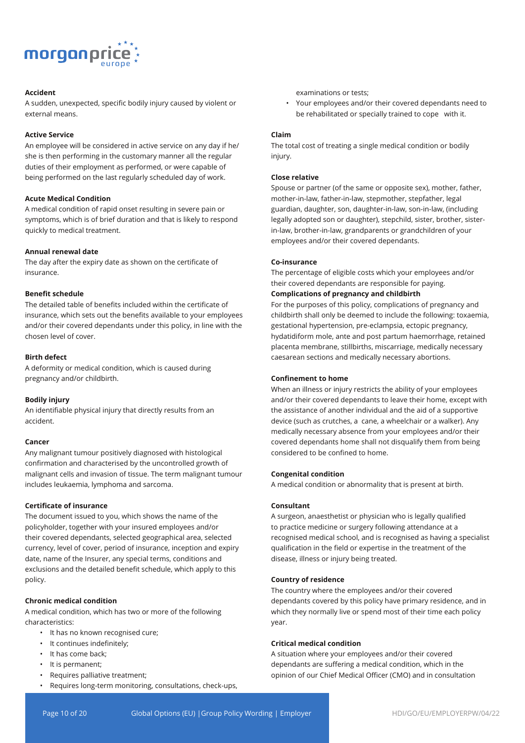**Accident**
A sudden, unexpected, specific bodily injury caused by violent or external means.

**Active Service**
An employee will be considered in active service on any day if he/she is then performing in the customary manner all the regular duties of their employment as performed, or were capable of being performed on the last regularly scheduled day of work.

**Acute Medical Condition**
A medical condition of rapid onset resulting in severe pain or symptoms, which is of brief duration and that is likely to respond quickly to medical treatment.

**Annual renewal date**
The day after the expiry date as shown on the certificate of insurance.

**Benefit schedule**
The detailed table of benefits included within the certificate of insurance, which sets out the benefits available to your employees and/or their covered dependants under this policy, in line with the chosen level of cover.

**Birth defect**
A deformity or medical condition, which is caused during pregnancy and/or childbirth.

**Bodily injury**
An identifiable physical injury that directly results from an accident.

**Cancer**
Any malignant tumour positively diagnosed with histological confirmation and characterised by the uncontrolled growth of malignant cells and invasion of tissue. The term malignant tumour includes leukaemia, lymphoma and sarcoma.

**Certificate of insurance**
The document issued to you, which shows the name of the policyholder, together with your insured employees and/or their covered dependants, selected geographical area, selected currency, level of cover, period of insurance, inception and expiry date, name of the Insurer, any special terms, conditions and exclusions and the detailed benefit schedule, which apply to this policy.

**Chronic medical condition**
A medical condition, which has two or more of the following characteristics:

- It has no known recognised cure;
- It continues indefinitely;
- It has come back;
- It is permanent;
- Requires palliative treatment;
- Requires long-term monitoring, consultations, check-ups, examinations or tests;
- Your employees and/or their covered dependants need to be rehabilitated or specially trained to cope with it.

**Claim**
The total cost of treating a single medical condition or bodily injury.

**Close relative**
Spouse or partner (of the same or opposite sex), mother, father, mother-in-law, father-in-law, stepmother, stepfather, legal guardian, daughter, son, daughter-in-law, son-in-law, (including legally adopted son or daughter), stepchild, sister, brother, sister-in-law, brother-in-law, grandparents or grandchildren of your employees and/or their covered dependants.

**Co-insurance**
The percentage of eligible costs which your employees and/or their covered dependants are responsible for paying.

**Complications of pregnancy and childbirth**
For the purposes of this policy, complications of pregnancy and childbirth shall only be deemed to include the following: toxaemia, gestational hypertension, pre-eclampsia, ectopic pregnancy, hydatidiform mole, ante and post partum haemorrhage, retained placenta membrane, stillbirths, miscarriage, medically necessary caesarean sections and medically necessary abortions.

**Confinement to home**
When an illness or injury restricts the ability of your employees and/or their covered dependants to leave their home, except with the assistance of another individual and the aid of a supportive device (such as crutches, a cane, a wheelchair or a walker). Any medically necessary absence from your employees and/or their covered dependants home shall not disqualify them from being considered to be confined to home.

**Congenital condition**
A medical condition or abnormality that is present at birth.

**Consultant**
A surgeon, anaesthetist or physician who is legally qualified to practice medicine or surgery following attendance at a recognised medical school, and is recognised as having a specialist qualification in the field or expertise in the treatment of the disease, illness or injury being treated.

**Country of residence**
The country where the employees and/or their covered dependants covered by this policy have primary residence, and in which they normally live or spend most of their time each policy year.

**Critical medical condition**
A situation where your employees and/or their covered dependants are suffering a medical condition, which in the opinion of our Chief Medical Officer (CMO) and in consultation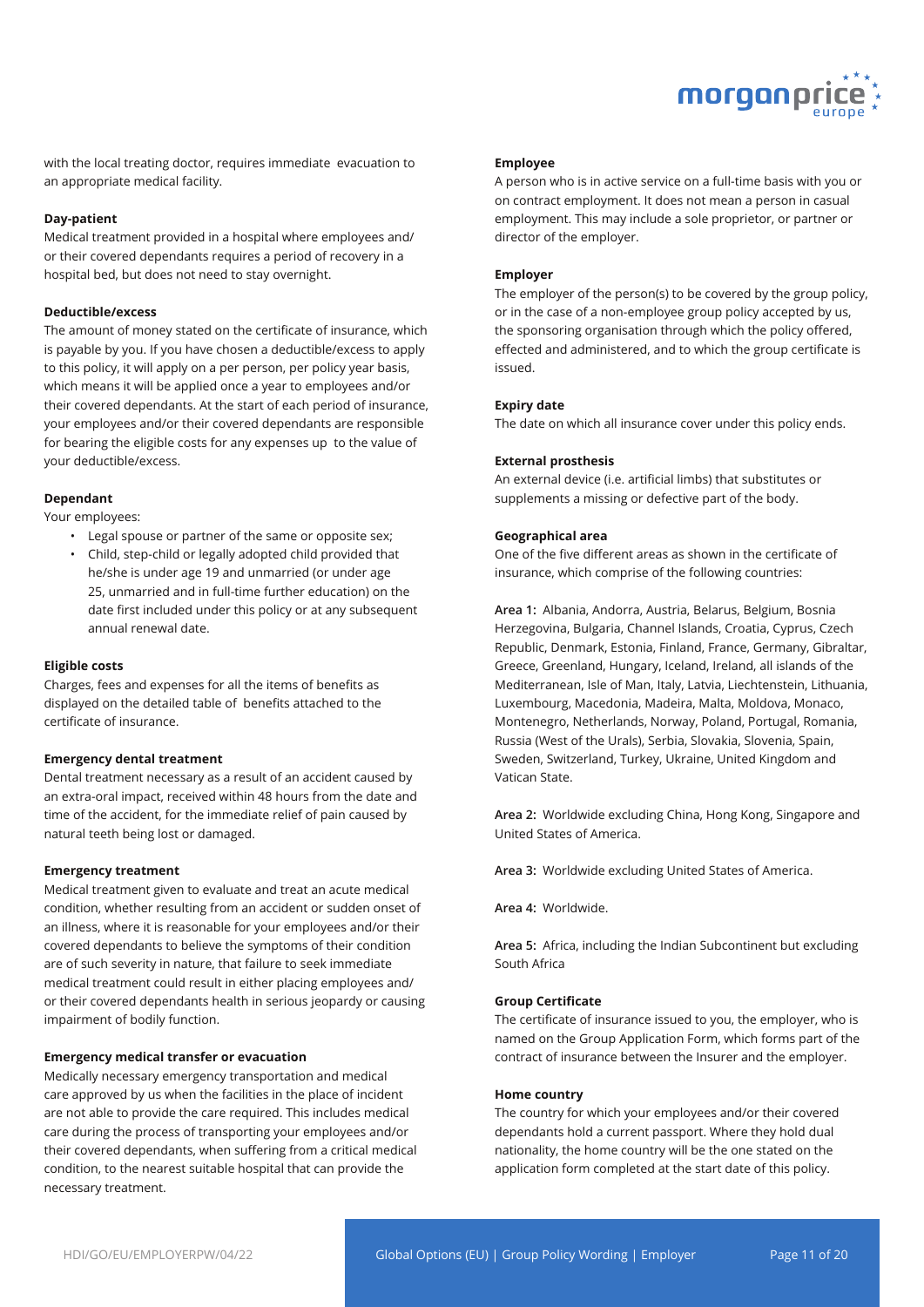with the local treating doctor, requires immediate evacuation to an appropriate medical facility.

**Day-patient**

Medical treatment provided in a hospital where employees and/or their covered dependants requires a period of recovery in a hospital bed, but does not need to stay overnight.

**Deductible/excess**

The amount of money stated on the certificate of insurance, which is payable by you. If you have chosen a deductible/excess to apply to this policy, it will apply on a per person, per policy year basis, which means it will be applied once a year to employees and/or their covered dependants. At the start of each period of insurance, your employees and/or their covered dependants are responsible for bearing the eligible costs for any expenses up to the value of your deductible/excess.

**Dependant**

Your employees:

- Legal spouse or partner of the same or opposite sex;
- Child, step-child or legally adopted child provided that he/she is under age 19 and unmarried (or under age 25, unmarried and in full-time further education) on the date first included under this policy or at any subsequent annual renewal date.

**Eligible costs**

Charges, fees and expenses for all the items of benefits as displayed on the detailed table of benefits attached to the certificate of insurance.

**Emergency dental treatment**

Dental treatment necessary as a result of an accident caused by an extra-oral impact, received within 48 hours from the date and time of the accident, for the immediate relief of pain caused by natural teeth being lost or damaged.

**Emergency treatment**

Medical treatment given to evaluate and treat an acute medical condition, whether resulting from an accident or sudden onset of an illness, where it is reasonable for your employees and/or their covered dependants to believe the symptoms of their condition are of such severity in nature, that failure to seek immediate medical treatment could result in either placing employees and/or their covered dependants health in serious jeopardy or causing impairment of bodily function.

**Emergency medical transfer or evacuation**

Medically necessary emergency transportation and medical care approved by us when the facilities in the place of incident are not able to provide the care required. This includes medical care during the process of transporting your employees and/or their covered dependants, when suffering from a critical medical condition, to the nearest suitable hospital that can provide the necessary treatment.

**Employee**

A person who is in active service on a full-time basis with you or on contract employment. It does not mean a person in casual employment. This may include a sole proprietor, or partner or director of the employer.

**Employer**

The employer of the person(s) to be covered by the group policy, or in the case of a non-employee group policy accepted by us, the sponsoring organisation through which the policy offered, effected and administered, and to which the group certificate is issued.

**Expiry date**

The date on which all insurance cover under this policy ends.

**External prosthesis**

An external device (i.e. artificial limbs) that substitutes or supplements a missing or defective part of the body.

**Geographical area**

One of the five different areas as shown in the certificate of insurance, which comprise of the following countries:

**Area 1:** Albania, Andorra, Austria, Belarus, Belgium, Bosnia Herzegovina, Bulgaria, Channel Islands, Croatia, Cyprus, Czech Republic, Denmark, Estonia, Finland, France, Germany, Gibraltar, Greece, Greenland, Hungary, Iceland, Ireland, all islands of the Mediterranean, Isle of Man, Italy, Latvia, Liechtenstein, Lithuania, Luxembourg, Macedonia, Madeira, Malta, Moldova, Monaco, Montenegro, Netherlands, Norway, Poland, Portugal, Romania, Russia (West of the Urals), Serbia, Slovakia, Slovenia, Spain, Sweden, Switzerland, Turkey, Ukraine, United Kingdom and Vatican State.

**Area 2:** Worldwide excluding China, Hong Kong, Singapore and United States of America.

**Area 3:** Worldwide excluding United States of America.

**Area 4:** Worldwide.

**Area 5:** Africa, including the Indian Subcontinent but excluding South Africa

**Group Certificate**

The certificate of insurance issued to you, the employer, who is named on the Group Application Form, which forms part of the contract of insurance between the Insurer and the employer.

**Home country**

The country for which your employees and/or their covered dependants hold a current passport. Where they hold dual nationality, the home country will be the one stated on the application form completed at the start date of this policy.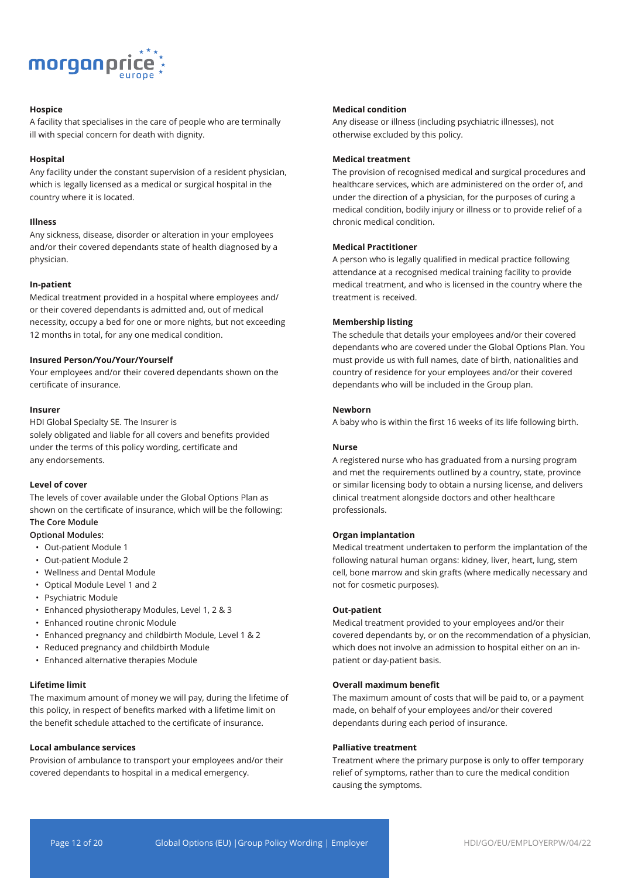**Hospice**

A facility that specialises in the care of people who are terminally ill with special concern for death with dignity.

**Hospital**

Any facility under the constant supervision of a resident physician, which is legally licensed as a medical or surgical hospital in the country where it is located.

**Illness**

Any sickness, disease, disorder or alteration in your employees and/or their covered dependants state of health diagnosed by a physician.

**In-patient**

Medical treatment provided in a hospital where employees and/or their covered dependants is admitted and, out of medical necessity, occupy a bed for one or more nights, but not exceeding 12 months in total, for any one medical condition.

**Insured Person/You/Your/Yourself**

Your employees and/or their covered dependants shown on the certificate of insurance.

**Insurer**

HDI Global Specialty SE. The Insurer is solely obligated and liable for all covers and benefits provided under the terms of this policy wording, certificate and any endorsements.

**Level of cover**

The levels of cover available under the Global Options Plan as shown on the certificate of insurance, which will be the following:

The Core Module

Optional Modules:

- Out-patient Module 1
- Out-patient Module 2
- Wellness and Dental Module
- Optical Module Level 1 and 2
- Psychiatric Module
- Enhanced physiotherapy Modules, Level 1, 2 & 3
- Enhanced routine chronic Module
- Enhanced pregnancy and childbirth Module, Level 1 & 2
- Reduced pregnancy and childbirth Module
- Enhanced alternative therapies Module

**Lifetime limit**

The maximum amount of money we will pay, during the lifetime of this policy, in respect of benefits marked with a lifetime limit on the benefit schedule attached to the certificate of insurance.

**Local ambulance services**

Provision of ambulance to transport your employees and/or their covered dependants to hospital in a medical emergency.

**Medical condition**

Any disease or illness (including psychiatric illnesses), not otherwise excluded by this policy.

**Medical treatment**

The provision of recognised medical and surgical procedures and healthcare services, which are administered on the order of, and under the direction of a physician, for the purposes of curing a medical condition, bodily injury or illness or to provide relief of a chronic medical condition.

**Medical Practitioner**

A person who is legally qualified in medical practice following attendance at a recognised medical training facility to provide medical treatment, and who is licensed in the country where the treatment is received.

**Membership listing**

The schedule that details your employees and/or their covered dependants who are covered under the Global Options Plan. You must provide us with full names, date of birth, nationalities and country of residence for your employees and/or their covered dependants who will be included in the Group plan.

**Newborn**

A baby who is within the first 16 weeks of its life following birth.

**Nurse**

A registered nurse who has graduated from a nursing program and met the requirements outlined by a country, state, province or similar licensing body to obtain a nursing license, and delivers clinical treatment alongside doctors and other healthcare professionals.

**Organ implantation**

Medical treatment undertaken to perform the implantation of the following natural human organs: kidney, liver, heart, lung, stem cell, bone marrow and skin grafts (where medically necessary and not for cosmetic purposes).

**Out-patient**

Medical treatment provided to your employees and/or their covered dependants by, or on the recommendation of a physician, which does not involve an admission to hospital either on an in-patient or day-patient basis.

**Overall maximum benefit**

The maximum amount of costs that will be paid to, or a payment made, on behalf of your employees and/or their covered dependants during each period of insurance.

**Palliative treatment**

Treatment where the primary purpose is only to offer temporary relief of symptoms, rather than to cure the medical condition causing the symptoms.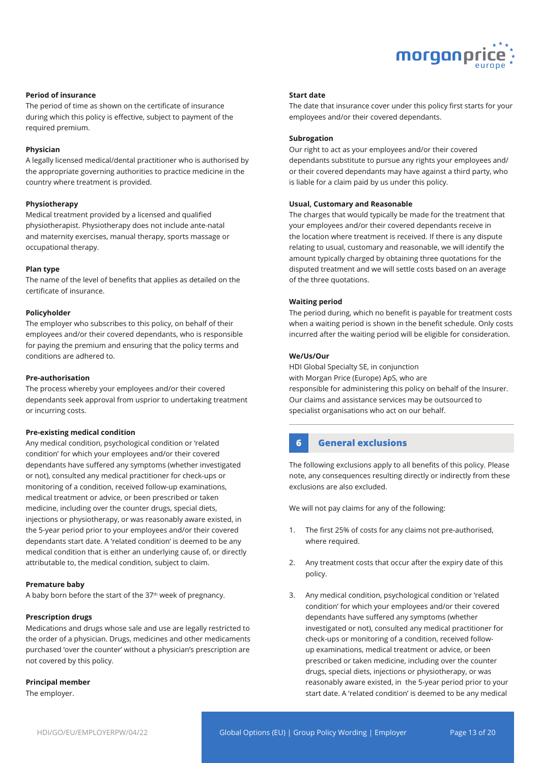**Period of insurance**

The period of time as shown on the certificate of insurance during which this policy is effective, subject to payment of the required premium.

**Physician**

A legally licensed medical/dental practitioner who is authorised by the appropriate governing authorities to practice medicine in the country where treatment is provided.

**Physiotherapy**

Medical treatment provided by a licensed and qualified physiotherapist. Physiotherapy does not include ante-natal and maternity exercises, manual therapy, sports massage or occupational therapy.

**Plan type**

The name of the level of benefits that applies as detailed on the certificate of insurance.

**Policyholder**

The employer who subscribes to this policy, on behalf of their employees and/or their covered dependants, who is responsible for paying the premium and ensuring that the policy terms and conditions are adhered to.

**Pre-authorisation**

The process whereby your employees and/or their covered dependants seek approval from usprior to undertaking treatment or incurring costs.

**Pre-existing medical condition**

Any medical condition, psychological condition or 'related condition' for which your employees and/or their covered dependants have suffered any symptoms (whether investigated or not), consulted any medical practitioner for check-ups or monitoring of a condition, received follow-up examinations, medical treatment or advice, or been prescribed or taken medicine, including over the counter drugs, special diets, injections or physiotherapy, or was reasonably aware existed, in the 5-year period prior to your employees and/or their covered dependants start date. A 'related condition' is deemed to be any medical condition that is either an underlying cause of, or directly attributable to, the medical condition, subject to claim.

**Premature baby**

A baby born before the start of the 37th week of pregnancy.

**Prescription drugs**

Medications and drugs whose sale and use are legally restricted to the order of a physician. Drugs, medicines and other medicaments purchased 'over the counter' without a physician's prescription are not covered by this policy.

**Principal member**

The employer.

**Start date**

The date that insurance cover under this policy first starts for your employees and/or their covered dependants.

**Subrogation**

Our right to act as your employees and/or their covered dependants substitute to pursue any rights your employees and/or their covered dependants may have against a third party, who is liable for a claim paid by us under this policy.

**Usual, Customary and Reasonable**

The charges that would typically be made for the treatment that your employees and/or their covered dependants receive in the location where treatment is received. If there is any dispute relating to usual, customary and reasonable, we will identify the amount typically charged by obtaining three quotations for the disputed treatment and we will settle costs based on an average of the three quotations.

**Waiting period**

The period during, which no benefit is payable for treatment costs when a waiting period is shown in the benefit schedule. Only costs incurred after the waiting period will be eligible for consideration.

**We/Us/Our**

HDI Global Specialty SE, in conjunction with Morgan Price (Europe) ApS, who are responsible for administering this policy on behalf of the Insurer. Our claims and assistance services may be outsourced to specialist organisations who act on our behalf.

## 6 General exclusions

The following exclusions apply to all benefits of this policy. Please note, any consequences resulting directly or indirectly from these exclusions are also excluded.

We will not pay claims for any of the following:

1. The first 25% of costs for any claims not pre-authorised, where required.
2. Any treatment costs that occur after the expiry date of this policy.
3. Any medical condition, psychological condition or 'related condition' for which your employees and/or their covered dependants have suffered any symptoms (whether investigated or not), consulted any medical practitioner for check-ups or monitoring of a condition, received follow-up examinations, medical treatment or advice, or been prescribed or taken medicine, including over the counter drugs, special diets, injections or physiotherapy, or was reasonably aware existed, in the 5-year period prior to your start date. A 'related condition' is deemed to be any medical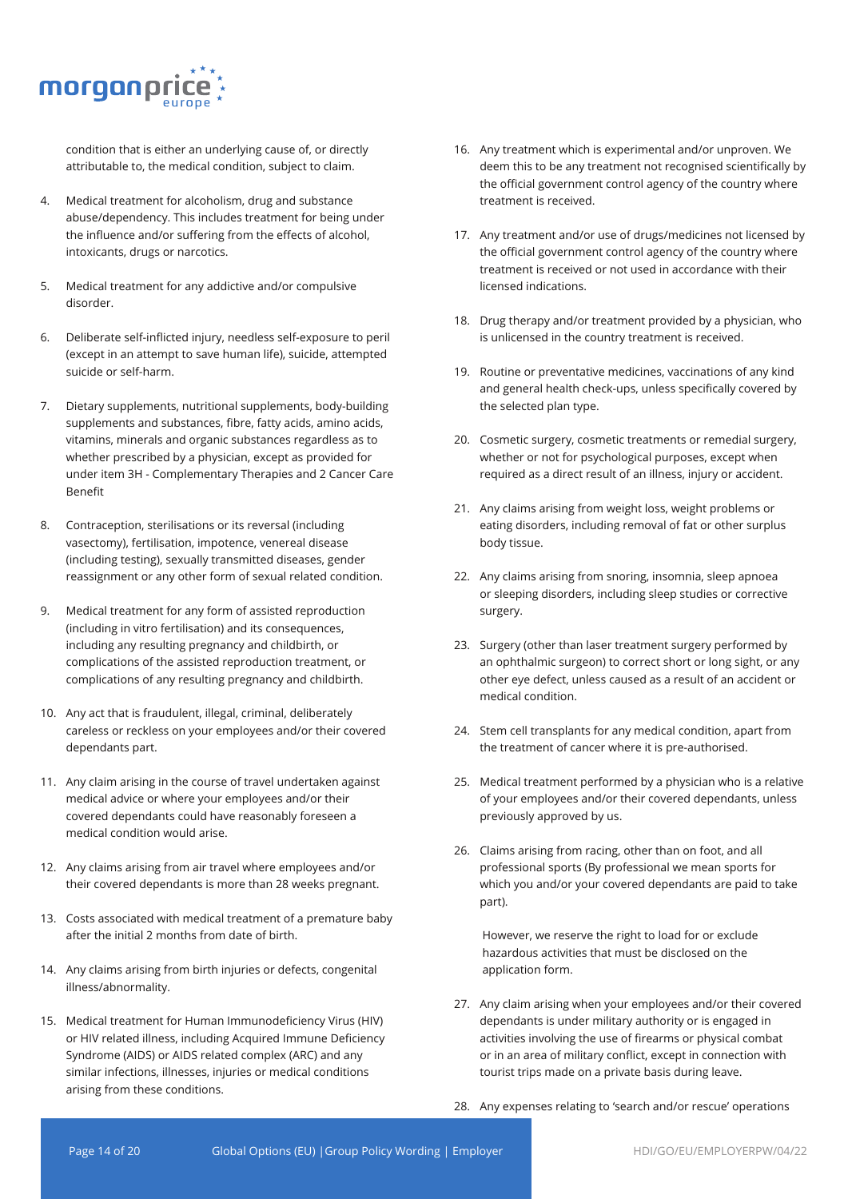condition that is either an underlying cause of, or directly attributable to, the medical condition, subject to claim.

4. Medical treatment for alcoholism, drug and substance abuse/dependency. This includes treatment for being under the influence and/or suffering from the effects of alcohol, intoxicants, drugs or narcotics.

5. Medical treatment for any addictive and/or compulsive disorder.

6. Deliberate self-inflicted injury, needless self-exposure to peril (except in an attempt to save human life), suicide, attempted suicide or self-harm.

7. Dietary supplements, nutritional supplements, body-building supplements and substances, fibre, fatty acids, amino acids, vitamins, minerals and organic substances regardless as to whether prescribed by a physician, except as provided for under item 3H - Complementary Therapies and 2 Cancer Care Benefit

8. Contraception, sterilisations or its reversal (including vasectomy), fertilisation, impotence, venereal disease (including testing), sexually transmitted diseases, gender reassignment or any other form of sexual related condition.

9. Medical treatment for any form of assisted reproduction (including in vitro fertilisation) and its consequences, including any resulting pregnancy and childbirth, or complications of the assisted reproduction treatment, or complications of any resulting pregnancy and childbirth.

10. Any act that is fraudulent, illegal, criminal, deliberately careless or reckless on your employees and/or their covered dependants part.

11. Any claim arising in the course of travel undertaken against medical advice or where your employees and/or their covered dependants could have reasonably foreseen a medical condition would arise.

12. Any claims arising from air travel where employees and/or their covered dependants is more than 28 weeks pregnant.

13. Costs associated with medical treatment of a premature baby after the initial 2 months from date of birth.

14. Any claims arising from birth injuries or defects, congenital illness/abnormality.

15. Medical treatment for Human Immunodeficiency Virus (HIV) or HIV related illness, including Acquired Immune Deficiency Syndrome (AIDS) or AIDS related complex (ARC) and any similar infections, illnesses, injuries or medical conditions arising from these conditions.

16. Any treatment which is experimental and/or unproven. We deem this to be any treatment not recognised scientifically by the official government control agency of the country where treatment is received.

17. Any treatment and/or use of drugs/medicines not licensed by the official government control agency of the country where treatment is received or not used in accordance with their licensed indications.

18. Drug therapy and/or treatment provided by a physician, who is unlicensed in the country treatment is received.

19. Routine or preventative medicines, vaccinations of any kind and general health check-ups, unless specifically covered by the selected plan type.

20. Cosmetic surgery, cosmetic treatments or remedial surgery, whether or not for psychological purposes, except when required as a direct result of an illness, injury or accident.

21. Any claims arising from weight loss, weight problems or eating disorders, including removal of fat or other surplus body tissue.

22. Any claims arising from snoring, insomnia, sleep apnoea or sleeping disorders, including sleep studies or corrective surgery.

23. Surgery (other than laser treatment surgery performed by an ophthalmic surgeon) to correct short or long sight, or any other eye defect, unless caused as a result of an accident or medical condition.

24. Stem cell transplants for any medical condition, apart from the treatment of cancer where it is pre-authorised.

25. Medical treatment performed by a physician who is a relative of your employees and/or their covered dependants, unless previously approved by us.

26. Claims arising from racing, other than on foot, and all professional sports (By professional we mean sports for which you and/or your covered dependants are paid to take part).

    However, we reserve the right to load for or exclude hazardous activities that must be disclosed on the application form.

27. Any claim arising when your employees and/or their covered dependants is under military authority or is engaged in activities involving the use of firearms or physical combat or in an area of military conflict, except in connection with tourist trips made on a private basis during leave.

28. Any expenses relating to 'search and/or rescue' operations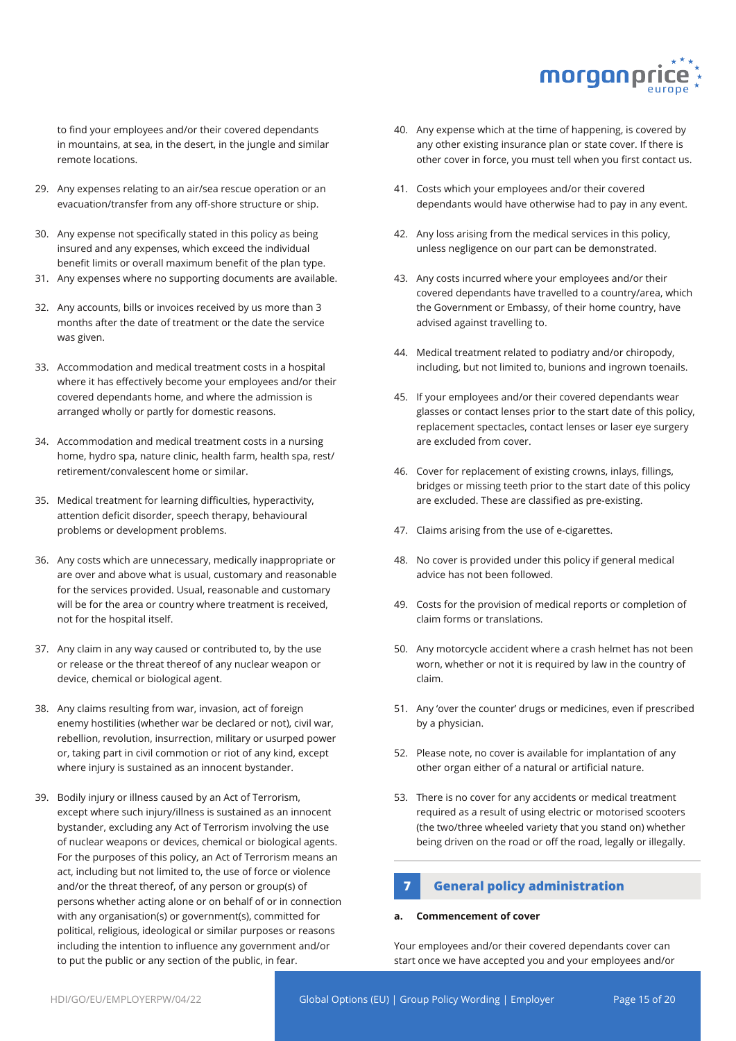to find your employees and/or their covered dependants in mountains, at sea, in the desert, in the jungle and similar remote locations.

29. Any expenses relating to an air/sea rescue operation or an evacuation/transfer from any off-shore structure or ship.

30. Any expense not specifically stated in this policy as being insured and any expenses, which exceed the individual benefit limits or overall maximum benefit of the plan type.

31. Any expenses where no supporting documents are available.

32. Any accounts, bills or invoices received by us more than 3 months after the date of treatment or the date the service was given.

33. Accommodation and medical treatment costs in a hospital where it has effectively become your employees and/or their covered dependants home, and where the admission is arranged wholly or partly for domestic reasons.

34. Accommodation and medical treatment costs in a nursing home, hydro spa, nature clinic, health farm, health spa, rest/retirement/convalescent home or similar.

35. Medical treatment for learning difficulties, hyperactivity, attention deficit disorder, speech therapy, behavioural problems or development problems.

36. Any costs which are unnecessary, medically inappropriate or are over and above what is usual, customary and reasonable for the services provided. Usual, reasonable and customary will be for the area or country where treatment is received, not for the hospital itself.

37. Any claim in any way caused or contributed to, by the use or release or the threat thereof of any nuclear weapon or device, chemical or biological agent.

38. Any claims resulting from war, invasion, act of foreign enemy hostilities (whether war be declared or not), civil war, rebellion, revolution, insurrection, military or usurped power or, taking part in civil commotion or riot of any kind, except where injury is sustained as an innocent bystander.

39. Bodily injury or illness caused by an Act of Terrorism, except where such injury/illness is sustained as an innocent bystander, excluding any Act of Terrorism involving the use of nuclear weapons or devices, chemical or biological agents. For the purposes of this policy, an Act of Terrorism means an act, including but not limited to, the use of force or violence and/or the threat thereof, of any person or group(s) of persons whether acting alone or on behalf of or in connection with any organisation(s) or government(s), committed for political, religious, ideological or similar purposes or reasons including the intention to influence any government and/or to put the public or any section of the public, in fear.

40. Any expense which at the time of happening, is covered by any other existing insurance plan or state cover. If there is other cover in force, you must tell when you first contact us.

41. Costs which your employees and/or their covered dependants would have otherwise had to pay in any event.

42. Any loss arising from the medical services in this policy, unless negligence on our part can be demonstrated.

43. Any costs incurred where your employees and/or their covered dependants have travelled to a country/area, which the Government or Embassy, of their home country, have advised against travelling to.

44. Medical treatment related to podiatry and/or chiropody, including, but not limited to, bunions and ingrown toenails.

45. If your employees and/or their covered dependants wear glasses or contact lenses prior to the start date of this policy, replacement spectacles, contact lenses or laser eye surgery are excluded from cover.

46. Cover for replacement of existing crowns, inlays, fillings, bridges or missing teeth prior to the start date of this policy are excluded. These are classified as pre-existing.

47. Claims arising from the use of e-cigarettes.

48. No cover is provided under this policy if general medical advice has not been followed.

49. Costs for the provision of medical reports or completion of claim forms or translations.

50. Any motorcycle accident where a crash helmet has not been worn, whether or not it is required by law in the country of claim.

51. Any 'over the counter' drugs or medicines, even if prescribed by a physician.

52. Please note, no cover is available for implantation of any other organ either of a natural or artificial nature.

53. There is no cover for any accidents or medical treatment required as a result of using electric or motorised scooters (the two/three wheeled variety that you stand on) whether being driven on the road or off the road, legally or illegally.

## 7 General policy administration

**a. Commencement of cover**

Your employees and/or their covered dependants cover can start once we have accepted you and your employees and/or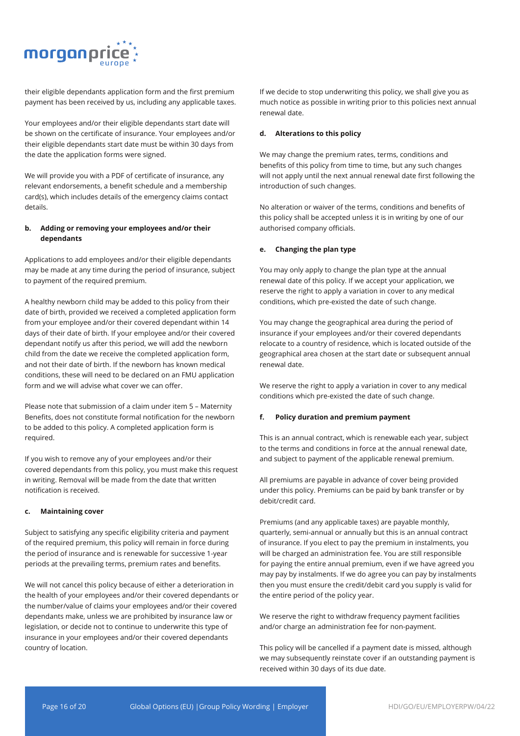their eligible dependants application form and the first premium payment has been received by us, including any applicable taxes.

Your employees and/or their eligible dependants start date will be shown on the certificate of insurance. Your employees and/or their eligible dependants start date must be within 30 days from the date the application forms were signed.

We will provide you with a PDF of certificate of insurance, any relevant endorsements, a benefit schedule and a membership card(s), which includes details of the emergency claims contact details.

**b. Adding or removing your employees and/or their dependants**

Applications to add employees and/or their eligible dependants may be made at any time during the period of insurance, subject to payment of the required premium.

A healthy newborn child may be added to this policy from their date of birth, provided we received a completed application form from your employee and/or their covered dependant within 14 days of their date of birth. If your employee and/or their covered dependant notify us after this period, we will add the newborn child from the date we receive the completed application form, and not their date of birth. If the newborn has known medical conditions, these will need to be declared on an FMU application form and we will advise what cover we can offer.

Please note that submission of a claim under item 5 – Maternity Benefits, does not constitute formal notification for the newborn to be added to this policy. A completed application form is required.

If you wish to remove any of your employees and/or their covered dependants from this policy, you must make this request in writing. Removal will be made from the date that written notification is received.

**c. Maintaining cover**

Subject to satisfying any specific eligibility criteria and payment of the required premium, this policy will remain in force during the period of insurance and is renewable for successive 1-year periods at the prevailing terms, premium rates and benefits.

We will not cancel this policy because of either a deterioration in the health of your employees and/or their covered dependants or the number/value of claims your employees and/or their covered dependants make, unless we are prohibited by insurance law or legislation, or decide not to continue to underwrite this type of insurance in your employees and/or their covered dependants country of location.

If we decide to stop underwriting this policy, we shall give you as much notice as possible in writing prior to this policies next annual renewal date.

**d. Alterations to this policy**

We may change the premium rates, terms, conditions and benefits of this policy from time to time, but any such changes will not apply until the next annual renewal date first following the introduction of such changes.

No alteration or waiver of the terms, conditions and benefits of this policy shall be accepted unless it is in writing by one of our authorised company officials.

**e. Changing the plan type**

You may only apply to change the plan type at the annual renewal date of this policy. If we accept your application, we reserve the right to apply a variation in cover to any medical conditions, which pre-existed the date of such change.

You may change the geographical area during the period of insurance if your employees and/or their covered dependants relocate to a country of residence, which is located outside of the geographical area chosen at the start date or subsequent annual renewal date.

We reserve the right to apply a variation in cover to any medical conditions which pre-existed the date of such change.

**f. Policy duration and premium payment**

This is an annual contract, which is renewable each year, subject to the terms and conditions in force at the annual renewal date, and subject to payment of the applicable renewal premium.

All premiums are payable in advance of cover being provided under this policy. Premiums can be paid by bank transfer or by debit/credit card.

Premiums (and any applicable taxes) are payable monthly, quarterly, semi-annual or annually but this is an annual contract of insurance. If you elect to pay the premium in instalments, you will be charged an administration fee. You are still responsible for paying the entire annual premium, even if we have agreed you may pay by instalments. If we do agree you can pay by instalments then you must ensure the credit/debit card you supply is valid for the entire period of the policy year.

We reserve the right to withdraw frequency payment facilities and/or charge an administration fee for non-payment.

This policy will be cancelled if a payment date is missed, although we may subsequently reinstate cover if an outstanding payment is received within 30 days of its due date.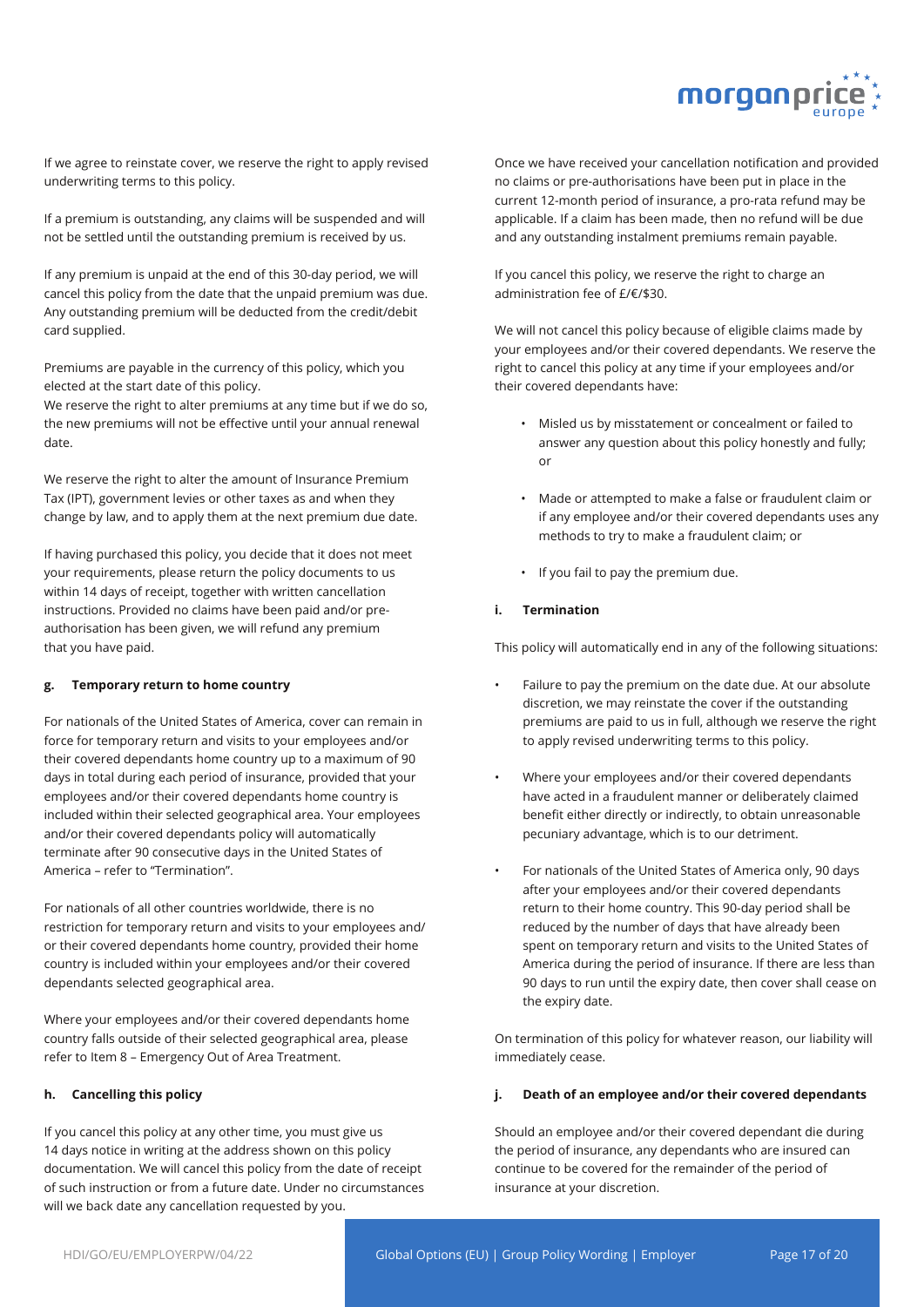If we agree to reinstate cover, we reserve the right to apply revised underwriting terms to this policy.

If a premium is outstanding, any claims will be suspended and will not be settled until the outstanding premium is received by us.

If any premium is unpaid at the end of this 30-day period, we will cancel this policy from the date that the unpaid premium was due. Any outstanding premium will be deducted from the credit/debit card supplied.

Premiums are payable in the currency of this policy, which you elected at the start date of this policy.
We reserve the right to alter premiums at any time but if we do so, the new premiums will not be effective until your annual renewal date.

We reserve the right to alter the amount of Insurance Premium Tax (IPT), government levies or other taxes as and when they change by law, and to apply them at the next premium due date.

If having purchased this policy, you decide that it does not meet your requirements, please return the policy documents to us within 14 days of receipt, together with written cancellation instructions. Provided no claims have been paid and/or pre-authorisation has been given, we will refund any premium that you have paid.

#### g. Temporary return to home country

For nationals of the United States of America, cover can remain in force for temporary return and visits to your employees and/or their covered dependants home country up to a maximum of 90 days in total during each period of insurance, provided that your employees and/or their covered dependants home country is included within their selected geographical area. Your employees and/or their covered dependants policy will automatically terminate after 90 consecutive days in the United States of America – refer to "Termination".

For nationals of all other countries worldwide, there is no restriction for temporary return and visits to your employees and/or their covered dependants home country, provided their home country is included within your employees and/or their covered dependants selected geographical area.

Where your employees and/or their covered dependants home country falls outside of their selected geographical area, please refer to Item 8 – Emergency Out of Area Treatment.

#### h. Cancelling this policy

If you cancel this policy at any other time, you must give us 14 days notice in writing at the address shown on this policy documentation. We will cancel this policy from the date of receipt of such instruction or from a future date. Under no circumstances will we back date any cancellation requested by you.

Once we have received your cancellation notification and provided no claims or pre-authorisations have been put in place in the current 12-month period of insurance, a pro-rata refund may be applicable. If a claim has been made, then no refund will be due and any outstanding instalment premiums remain payable.

If you cancel this policy, we reserve the right to charge an administration fee of £/€/$30.

We will not cancel this policy because of eligible claims made by your employees and/or their covered dependants. We reserve the right to cancel this policy at any time if your employees and/or their covered dependants have:

- Misled us by misstatement or concealment or failed to answer any question about this policy honestly and fully; or
- Made or attempted to make a false or fraudulent claim or if any employee and/or their covered dependants uses any methods to try to make a fraudulent claim; or
- If you fail to pay the premium due.

#### i. Termination

This policy will automatically end in any of the following situations:

- Failure to pay the premium on the date due. At our absolute discretion, we may reinstate the cover if the outstanding premiums are paid to us in full, although we reserve the right to apply revised underwriting terms to this policy.
- Where your employees and/or their covered dependants have acted in a fraudulent manner or deliberately claimed benefit either directly or indirectly, to obtain unreasonable pecuniary advantage, which is to our detriment.
- For nationals of the United States of America only, 90 days after your employees and/or their covered dependants return to their home country. This 90-day period shall be reduced by the number of days that have already been spent on temporary return and visits to the United States of America during the period of insurance. If there are less than 90 days to run until the expiry date, then cover shall cease on the expiry date.

On termination of this policy for whatever reason, our liability will immediately cease.

#### j. Death of an employee and/or their covered dependants

Should an employee and/or their covered dependant die during the period of insurance, any dependants who are insured can continue to be covered for the remainder of the period of insurance at your discretion.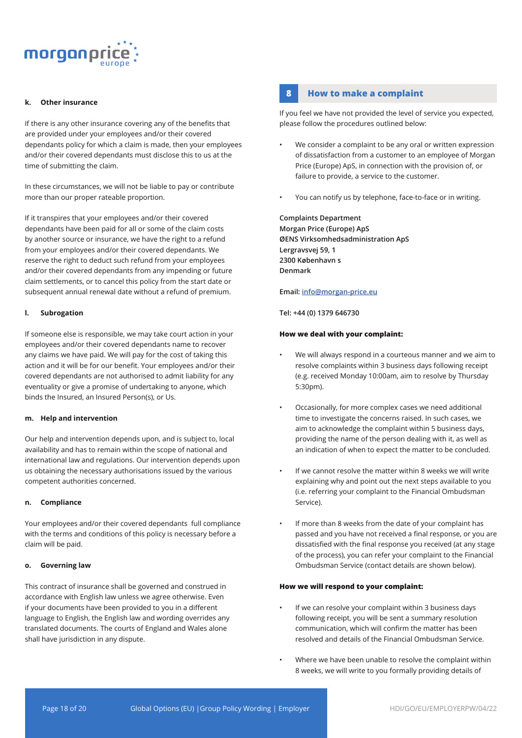**k. Other insurance**

If there is any other insurance covering any of the benefits that are provided under your employees and/or their covered dependants policy for which a claim is made, then your employees and/or their covered dependants must disclose this to us at the time of submitting the claim.

In these circumstances, we will not be liable to pay or contribute more than our proper rateable proportion.

If it transpires that your employees and/or their covered dependants have been paid for all or some of the claim costs by another source or insurance, we have the right to a refund from your employees and/or their covered dependants. We reserve the right to deduct such refund from your employees and/or their covered dependants from any impending or future claim settlements, or to cancel this policy from the start date or subsequent annual renewal date without a refund of premium.

**l. Subrogation**

If someone else is responsible, we may take court action in your employees and/or their covered dependants name to recover any claims we have paid. We will pay for the cost of taking this action and it will be for our benefit. Your employees and/or their covered dependants are not authorised to admit liability for any eventuality or give a promise of undertaking to anyone, which binds the Insured, an Insured Person(s), or Us.

**m. Help and intervention**

Our help and intervention depends upon, and is subject to, local availability and has to remain within the scope of national and international law and regulations. Our intervention depends upon us obtaining the necessary authorisations issued by the various competent authorities concerned.

**n. Compliance**

Your employees and/or their covered dependants full compliance with the terms and conditions of this policy is necessary before a claim will be paid.

**o. Governing law**

This contract of insurance shall be governed and construed in accordance with English law unless we agree otherwise. Even if your documents have been provided to you in a different language to English, the English law and wording overrides any translated documents. The courts of England and Wales alone shall have jurisdiction in any dispute.

## 8 How to make a complaint

If you feel we have not provided the level of service you expected, please follow the procedures outlined below:

- We consider a complaint to be any oral or written expression of dissatisfaction from a customer to an employee of Morgan Price (Europe) ApS, in connection with the provision of, or failure to provide, a service to the customer.
- You can notify us by telephone, face-to-face or in writing.

**Complaints Department**
**Morgan Price (Europe) ApS**
**ØENS Virksomhedsadministration ApS**
**Lergravsvej 59, 1**
**2300 København s**
**Denmark**

**Email:** info@morgan-price.eu

**Tel: +44 (0) 1379 646730**

**How we deal with your complaint:**

- We will always respond in a courteous manner and we aim to resolve complaints within 3 business days following receipt (e.g. received Monday 10:00am, aim to resolve by Thursday 5:30pm).
- Occasionally, for more complex cases we need additional time to investigate the concerns raised. In such cases, we aim to acknowledge the complaint within 5 business days, providing the name of the person dealing with it, as well as an indication of when to expect the matter to be concluded.
- If we cannot resolve the matter within 8 weeks we will write explaining why and point out the next steps available to you (i.e. referring your complaint to the Financial Ombudsman Service).
- If more than 8 weeks from the date of your complaint has passed and you have not received a final response, or you are dissatisfied with the final response you received (at any stage of the process), you can refer your complaint to the Financial Ombudsman Service (contact details are shown below).

**How we will respond to your complaint:**

- If we can resolve your complaint within 3 business days following receipt, you will be sent a summary resolution communication, which will confirm the matter has been resolved and details of the Financial Ombudsman Service.
- Where we have been unable to resolve the complaint within 8 weeks, we will write to you formally providing details of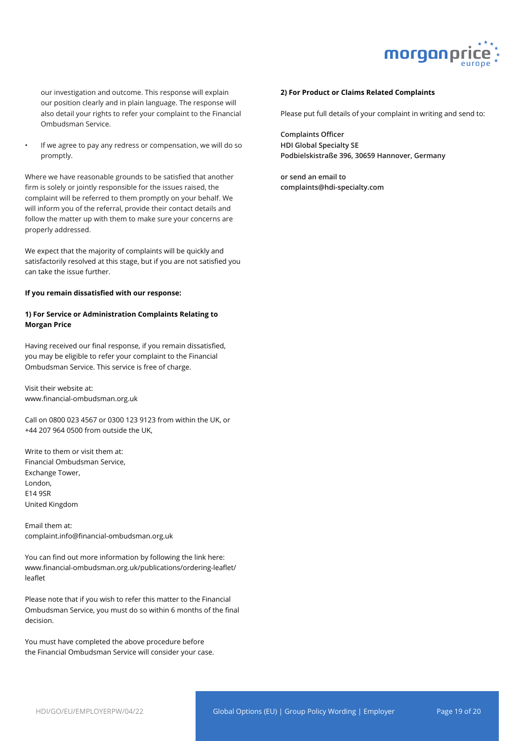our investigation and outcome. This response will explain our position clearly and in plain language. The response will also detail your rights to refer your complaint to the Financial Ombudsman Service.

- If we agree to pay any redress or compensation, we will do so promptly.

Where we have reasonable grounds to be satisfied that another firm is solely or jointly responsible for the issues raised, the complaint will be referred to them promptly on your behalf. We will inform you of the referral, provide their contact details and follow the matter up with them to make sure your concerns are properly addressed.

We expect that the majority of complaints will be quickly and satisfactorily resolved at this stage, but if you are not satisfied you can take the issue further.

**If you remain dissatisfied with our response:**

**1) For Service or Administration Complaints Relating to Morgan Price**

Having received our final response, if you remain dissatisfied, you may be eligible to refer your complaint to the Financial Ombudsman Service. This service is free of charge.

Visit their website at:
www.financial-ombudsman.org.uk

Call on 0800 023 4567 or 0300 123 9123 from within the UK, or +44 207 964 0500 from outside the UK,

Write to them or visit them at:
Financial Ombudsman Service,
Exchange Tower,
London,
E14 9SR
United Kingdom

Email them at:
complaint.info@financial-ombudsman.org.uk

You can find out more information by following the link here:
www.financial-ombudsman.org.uk/publications/ordering-leaflet/leaflet

Please note that if you wish to refer this matter to the Financial Ombudsman Service, you must do so within 6 months of the final decision.

You must have completed the above procedure before the Financial Ombudsman Service will consider your case.

**2) For Product or Claims Related Complaints**

Please put full details of your complaint in writing and send to:

**Complaints Officer**
**HDI Global Specialty SE**
**Podbielskistraße 396, 30659 Hannover, Germany**

**or send an email to**
**complaints@hdi-specialty.com**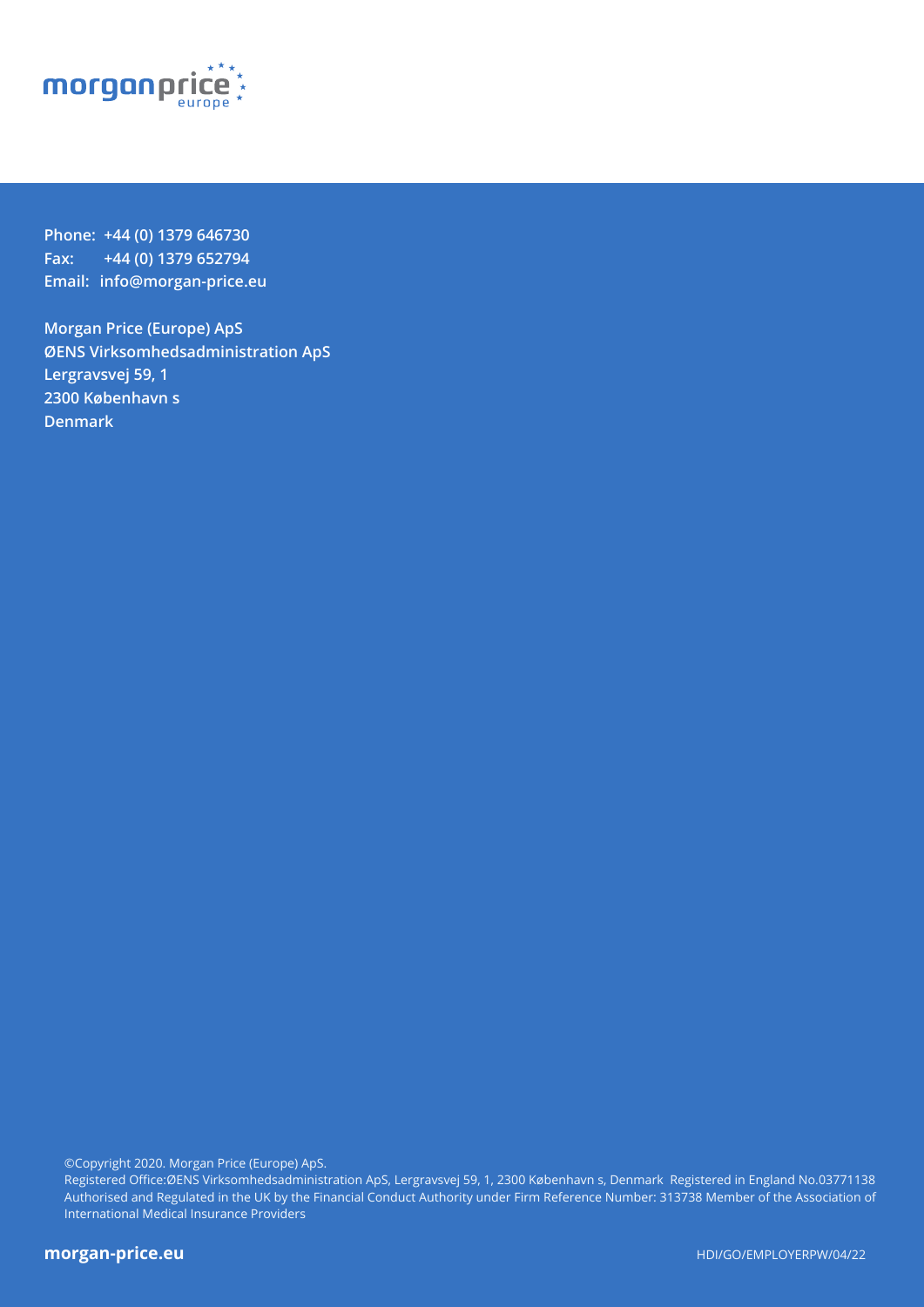morganprice europe

**Phone:** **+44 (0) 1379 646730**
**Fax:** **+44 (0) 1379 652794**
**Email:** **info@morgan-price.eu**

**Morgan Price (Europe) ApS**
**ØENS Virksomhedsadministration ApS**
**Lergravsvej 59, 1**
**2300 København s**
**Denmark**

©Copyright 2020. Morgan Price (Europe) ApS.
Registered Office:ØENS Virksomhedsadministration ApS, Lergravsvej 59, 1, 2300 København s, Denmark Registered in England No.03771138 Authorised and Regulated in the UK by the Financial Conduct Authority under Firm Reference Number: 313738 Member of the Association of International Medical Insurance Providers

**morgan-price.eu**

HDI/GO/EMPLOYERPW/04/22